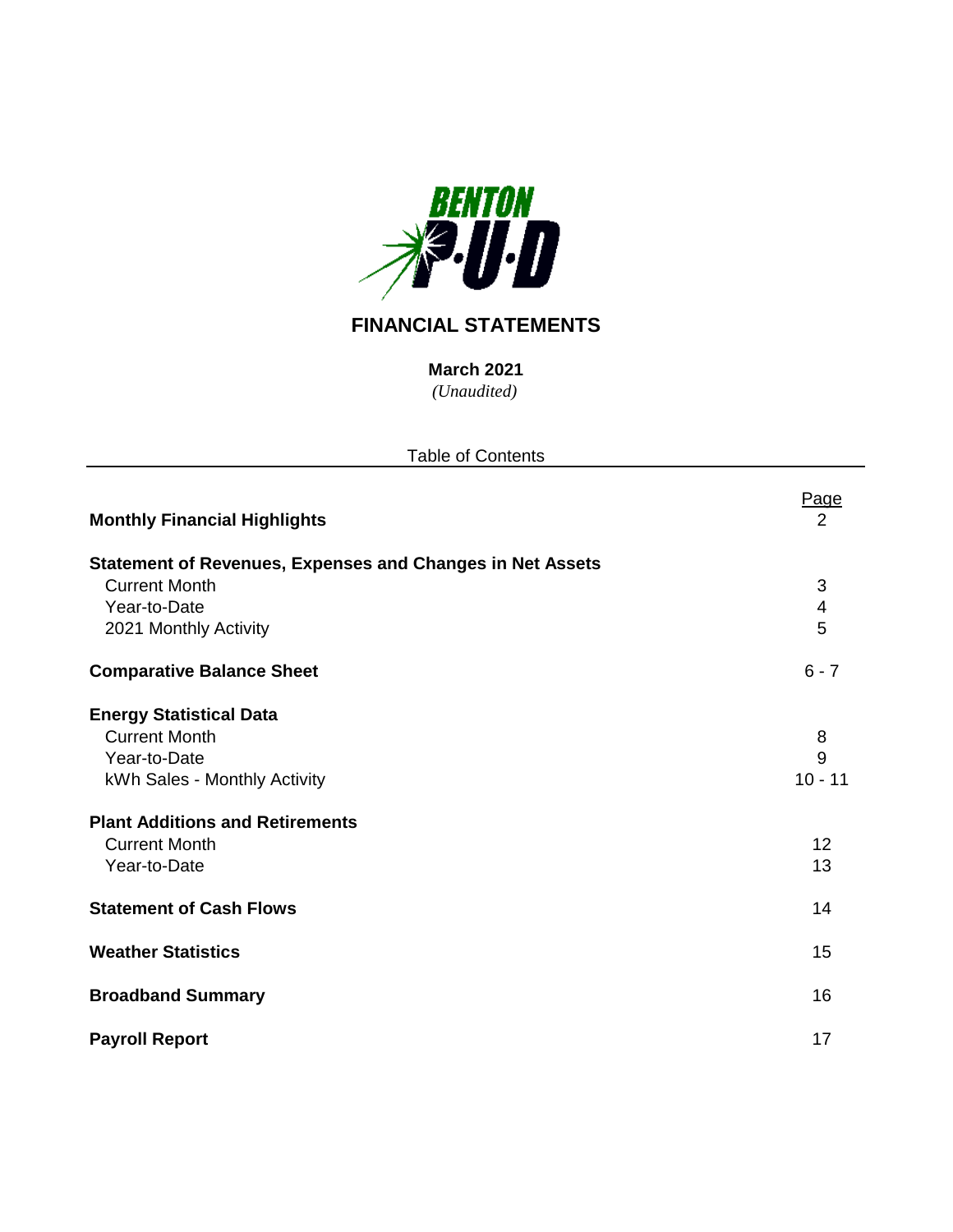BENTON P·U·D

# FINANCIAL STATEMENTS

**March 2021**

*(Unaudited)*

Table of Contents

| | Page |
|---|---|
| **Monthly Financial Highlights** | 2 |
| **Statement of Revenues, Expenses and Changes in Net Assets** | |
| Current Month | 3 |
| Year-to-Date | 4 |
| 2021 Monthly Activity | 5 |
| **Comparative Balance Sheet** | 6 - 7 |
| **Energy Statistical Data** | |
| Current Month | 8 |
| Year-to-Date | 9 |
| kWh Sales - Monthly Activity | 10 - 11 |
| **Plant Additions and Retirements** | |
| Current Month | 12 |
| Year-to-Date | 13 |
| **Statement of Cash Flows** | 14 |
| **Weather Statistics** | 15 |
| **Broadband Summary** | 16 |
| **Payroll Report** | 17 |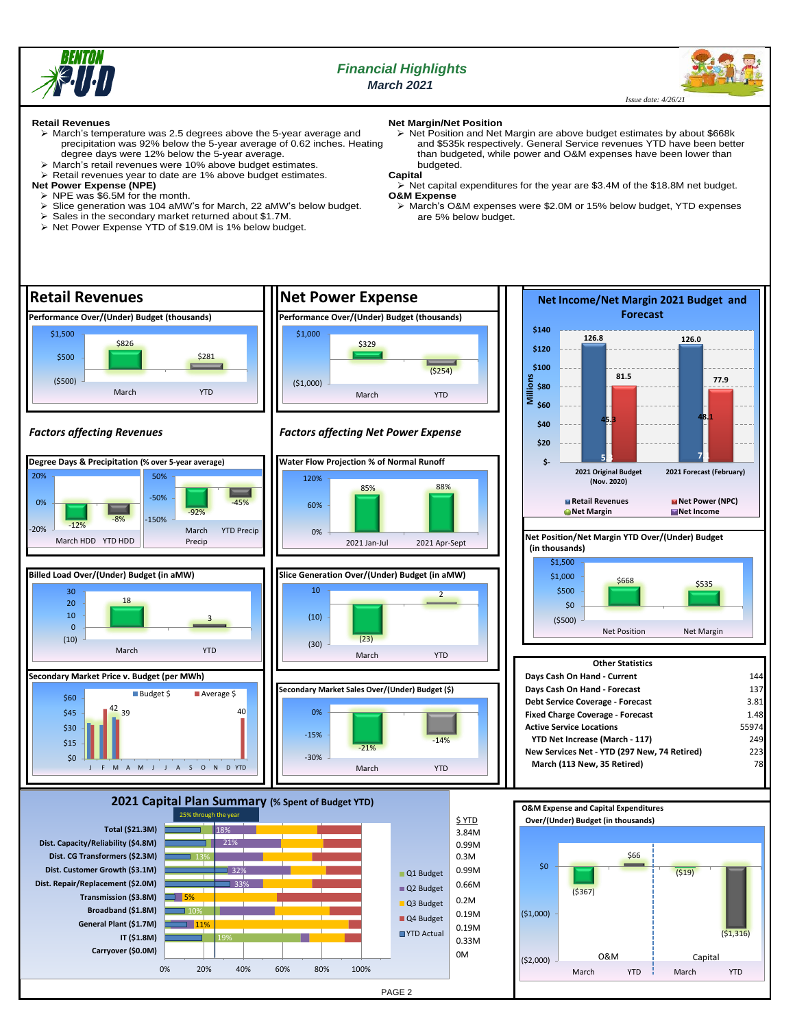# Financial Highlights

*March 2021*

*Issue date: 4/26/21*

**Retail Revenues**

- March's temperature was 2.5 degrees above the 5-year average and precipitation was 92% below the 5-year average of 0.62 inches. Heating degree days were 12% below the 5-year average.
- March's retail revenues were 10% above budget estimates.
- Retail revenues year to date are 1% above budget estimates.

**Net Power Expense (NPE)**

- NPE was $6.5M for the month.
- Slice generation was 104 aMW's for March, 22 aMW's below budget.
- Sales in the secondary market returned about $1.7M.
- Net Power Expense YTD of $19.0M is 1% below budget.

**Net Margin/Net Position**

- Net Position and Net Margin are above budget estimates by about $668k and $535k respectively. General Service revenues YTD have been better than budgeted, while power and O&M expenses have been lower than budgeted.

**Capital**

- Net capital expenditures for the year are $3.4M of the $18.8M net budget.

**O&M Expense**

- March's O&M expenses were $2.0M or 15% below budget, YTD expenses are 5% below budget.

## Retail Revenues

**Performance Over/(Under) Budget (thousands)**

| | March | YTD |
|---|---|---|
| Retail Revenues | $826 | $281 |

*Factors affecting Revenues*

**Degree Days & Precipitation (% over 5-year average)**

| March HDD | YTD HDD | March Precip | YTD Precip |
|---|---|---|---|
| -12% | -8% | -92% | -45% |

**Billed Load Over/(Under) Budget (in aMW)**

| March | YTD |
|---|---|
| 18 | 3 |

**Secondary Market Price v. Budget (per MWh)**

| | J | F | M | YTD |
|---|---|---|---|---|
| Budget $ | | | 42 | |
| Average $ | | | 39 | 40 |

## Net Power Expense

**Performance Over/(Under) Budget (thousands)**

| March | YTD |
|---|---|
| $329 | ($254) |

*Factors affecting Net Power Expense*

**Water Flow Projection % of Normal Runoff**

| 2021 Jan-Jul | 2021 Apr-Sept |
|---|---|
| 85% | 88% |

**Slice Generation Over/(Under) Budget (in aMW)**

| March | YTD |
|---|---|
| (23) | 2 |

**Secondary Market Sales Over/(Under) Budget ($)**

| March | YTD |
|---|---|
| -21% | -14% |

## Net Income/Net Margin 2021 Budget and Forecast

(Millions)

| | 2021 Original Budget (Nov. 2020) | 2021 Forecast (February) |
|---|---|---|
| Retail Revenues | 126.8 | 126.0 |
| Net Power (NPC) | 81.5 | 77.9 |
| Net Margin | 45.3 | 48.1 |
| Net Income | 5 | 7 |

**Net Position/Net Margin YTD Over/(Under) Budget (in thousands)**

| Net Position | Net Margin |
|---|---|
| $668 | $535 |

**Other Statistics**

| | |
|---|---|
| Days Cash On Hand - Current | 144 |
| Days Cash On Hand - Forecast | 137 |
| Debt Service Coverage - Forecast | 3.81 |
| Fixed Charge Coverage - Forecast | 1.48 |
| Active Service Locations | 55974 |
| YTD Net Increase (March - 117) | 249 |
| New Services Net - YTD (297 New, 74 Retired) | 223 |
| March (113 New, 35 Retired) | 78 |

## 2021 Capital Plan Summary (% Spent of Budget YTD)

25% through the year

| | % Spent | $ YTD |
|---|---|---|
| Total ($21.3M) | 18% | 3.84M |
| Dist. Capacity/Reliability ($4.8M) | 21% | 0.99M |
| Dist. CG Transformers ($2.3M) | 13% | 0.3M |
| Dist. Customer Growth ($3.1M) | 32% | 0.99M |
| Dist. Repair/Replacement ($2.0M) | 33% | 0.66M |
| Transmission ($3.8M) | 5% | 0.2M |
| Broadband ($1.8M) | 10% | 0.19M |
| General Plant ($1.7M) | 11% | 0.19M |
| IT ($1.8M) | 19% | 0.33M |
| Carryover ($0.0M) | | 0M |

**O&M Expense and Capital Expenditures Over/(Under) Budget (in thousands)**

| | March | YTD |
|---|---|---|
| O&M | ($367) | $66 |
| Capital | ($19) | ($1,316) |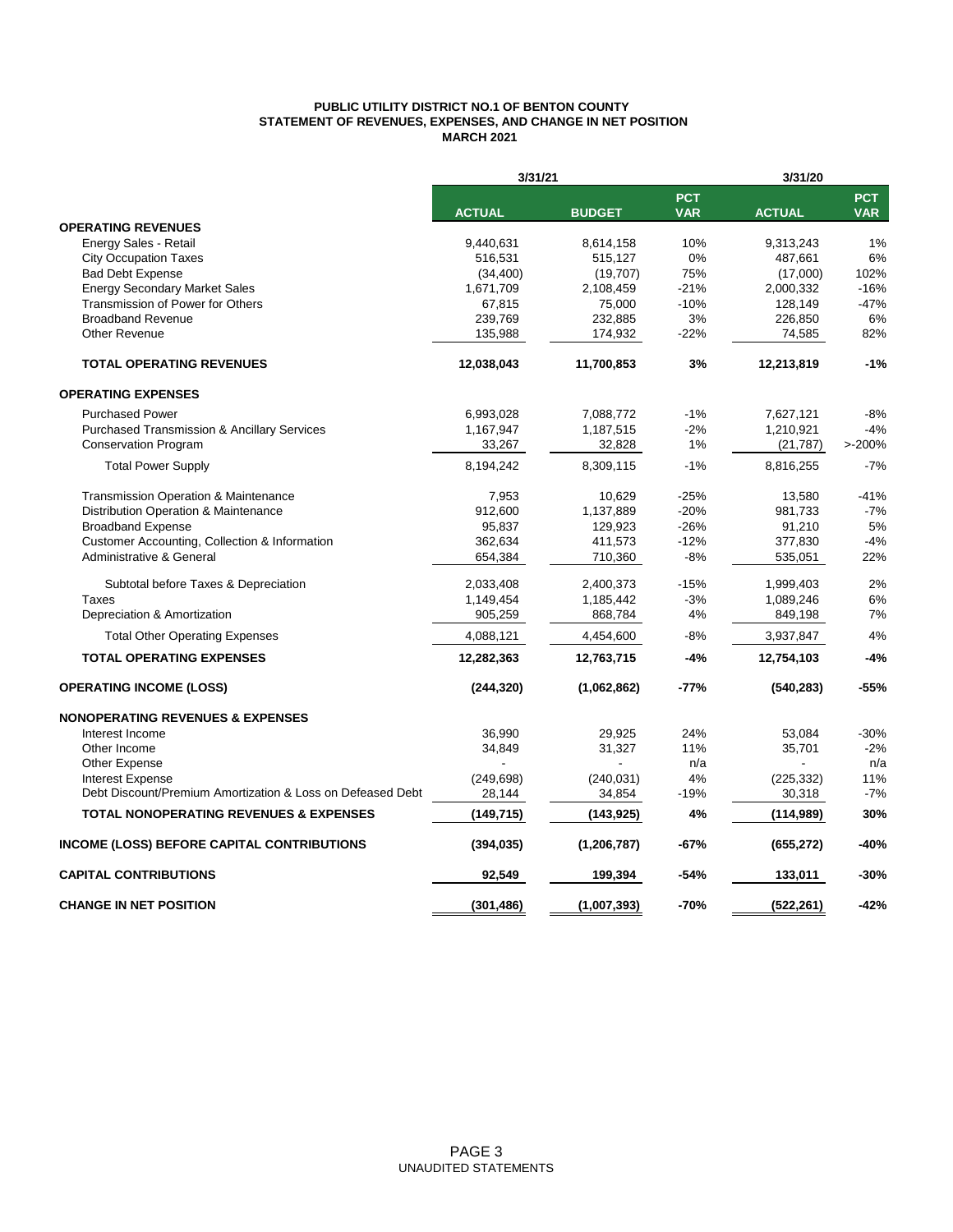**PUBLIC UTILITY DISTRICT NO.1 OF BENTON COUNTY**
**STATEMENT OF REVENUES, EXPENSES, AND CHANGE IN NET POSITION**
**MARCH 2021**

| | 3/31/21 | | | 3/31/20 | |
|---|---|---|---|---|---|
| | **ACTUAL** | **BUDGET** | **PCT VAR** | **ACTUAL** | **PCT VAR** |
| **OPERATING REVENUES** | | | | | |
| Energy Sales - Retail | 9,440,631 | 8,614,158 | 10% | 9,313,243 | 1% |
| City Occupation Taxes | 516,531 | 515,127 | 0% | 487,661 | 6% |
| Bad Debt Expense | (34,400) | (19,707) | 75% | (17,000) | 102% |
| Energy Secondary Market Sales | 1,671,709 | 2,108,459 | -21% | 2,000,332 | -16% |
| Transmission of Power for Others | 67,815 | 75,000 | -10% | 128,149 | -47% |
| Broadband Revenue | 239,769 | 232,885 | 3% | 226,850 | 6% |
| Other Revenue | 135,988 | 174,932 | -22% | 74,585 | 82% |
| **TOTAL OPERATING REVENUES** | **12,038,043** | **11,700,853** | **3%** | **12,213,819** | **-1%** |
| **OPERATING EXPENSES** | | | | | |
| Purchased Power | 6,993,028 | 7,088,772 | -1% | 7,627,121 | -8% |
| Purchased Transmission & Ancillary Services | 1,167,947 | 1,187,515 | -2% | 1,210,921 | -4% |
| Conservation Program | 33,267 | 32,828 | 1% | (21,787) | >-200% |
| Total Power Supply | 8,194,242 | 8,309,115 | -1% | 8,816,255 | -7% |
| Transmission Operation & Maintenance | 7,953 | 10,629 | -25% | 13,580 | -41% |
| Distribution Operation & Maintenance | 912,600 | 1,137,889 | -20% | 981,733 | -7% |
| Broadband Expense | 95,837 | 129,923 | -26% | 91,210 | 5% |
| Customer Accounting, Collection & Information | 362,634 | 411,573 | -12% | 377,830 | -4% |
| Administrative & General | 654,384 | 710,360 | -8% | 535,051 | 22% |
| Subtotal before Taxes & Depreciation | 2,033,408 | 2,400,373 | -15% | 1,999,403 | 2% |
| Taxes | 1,149,454 | 1,185,442 | -3% | 1,089,246 | 6% |
| Depreciation & Amortization | 905,259 | 868,784 | 4% | 849,198 | 7% |
| Total Other Operating Expenses | 4,088,121 | 4,454,600 | -8% | 3,937,847 | 4% |
| **TOTAL OPERATING EXPENSES** | **12,282,363** | **12,763,715** | **-4%** | **12,754,103** | **-4%** |
| **OPERATING INCOME (LOSS)** | **(244,320)** | **(1,062,862)** | **-77%** | **(540,283)** | **-55%** |
| **NONOPERATING REVENUES & EXPENSES** | | | | | |
| Interest Income | 36,990 | 29,925 | 24% | 53,084 | -30% |
| Other Income | 34,849 | 31,327 | 11% | 35,701 | -2% |
| Other Expense | - | - | n/a | - | n/a |
| Interest Expense | (249,698) | (240,031) | 4% | (225,332) | 11% |
| Debt Discount/Premium Amortization & Loss on Defeased Debt | 28,144 | 34,854 | -19% | 30,318 | -7% |
| **TOTAL NONOPERATING REVENUES & EXPENSES** | **(149,715)** | **(143,925)** | **4%** | **(114,989)** | **30%** |
| **INCOME (LOSS) BEFORE CAPITAL CONTRIBUTIONS** | **(394,035)** | **(1,206,787)** | **-67%** | **(655,272)** | **-40%** |
| **CAPITAL CONTRIBUTIONS** | **92,549** | **199,394** | **-54%** | **133,011** | **-30%** |
| **CHANGE IN NET POSITION** | **(301,486)** | **(1,007,393)** | **-70%** | **(522,261)** | **-42%** |

UNAUDITED STATEMENTS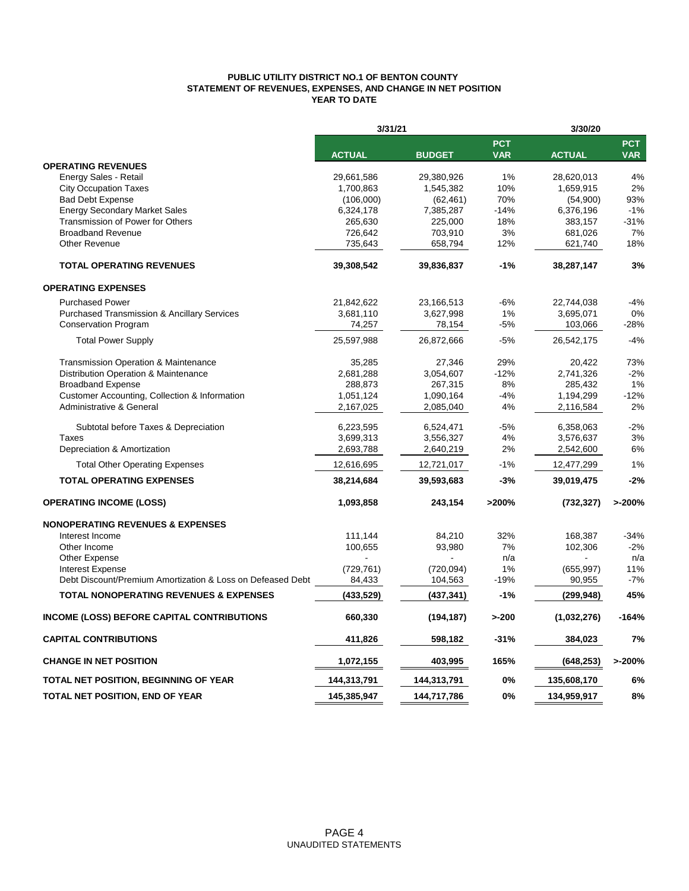**PUBLIC UTILITY DISTRICT NO.1 OF BENTON COUNTY**
**STATEMENT OF REVENUES, EXPENSES, AND CHANGE IN NET POSITION**
**YEAR TO DATE**

| | 3/31/21 | | | 3/30/20 | |
|---|---|---|---|---|---|
| | **ACTUAL** | **BUDGET** | **PCT VAR** | **ACTUAL** | **PCT VAR** |
| **OPERATING REVENUES** | | | | | |
| Energy Sales - Retail | 29,661,586 | 29,380,926 | 1% | 28,620,013 | 4% |
| City Occupation Taxes | 1,700,863 | 1,545,382 | 10% | 1,659,915 | 2% |
| Bad Debt Expense | (106,000) | (62,461) | 70% | (54,900) | 93% |
| Energy Secondary Market Sales | 6,324,178 | 7,385,287 | -14% | 6,376,196 | -1% |
| Transmission of Power for Others | 265,630 | 225,000 | 18% | 383,157 | -31% |
| Broadband Revenue | 726,642 | 703,910 | 3% | 681,026 | 7% |
| Other Revenue | 735,643 | 658,794 | 12% | 621,740 | 18% |
| **TOTAL OPERATING REVENUES** | **39,308,542** | **39,836,837** | **-1%** | **38,287,147** | **3%** |
| **OPERATING EXPENSES** | | | | | |
| Purchased Power | 21,842,622 | 23,166,513 | -6% | 22,744,038 | -4% |
| Purchased Transmission & Ancillary Services | 3,681,110 | 3,627,998 | 1% | 3,695,071 | 0% |
| Conservation Program | 74,257 | 78,154 | -5% | 103,066 | -28% |
| Total Power Supply | 25,597,988 | 26,872,666 | -5% | 26,542,175 | -4% |
| Transmission Operation & Maintenance | 35,285 | 27,346 | 29% | 20,422 | 73% |
| Distribution Operation & Maintenance | 2,681,288 | 3,054,607 | -12% | 2,741,326 | -2% |
| Broadband Expense | 288,873 | 267,315 | 8% | 285,432 | 1% |
| Customer Accounting, Collection & Information | 1,051,124 | 1,090,164 | -4% | 1,194,299 | -12% |
| Administrative & General | 2,167,025 | 2,085,040 | 4% | 2,116,584 | 2% |
| Subtotal before Taxes & Depreciation | 6,223,595 | 6,524,471 | -5% | 6,358,063 | -2% |
| Taxes | 3,699,313 | 3,556,327 | 4% | 3,576,637 | 3% |
| Depreciation & Amortization | 2,693,788 | 2,640,219 | 2% | 2,542,600 | 6% |
| Total Other Operating Expenses | 12,616,695 | 12,721,017 | -1% | 12,477,299 | 1% |
| **TOTAL OPERATING EXPENSES** | **38,214,684** | **39,593,683** | **-3%** | **39,019,475** | **-2%** |
| **OPERATING INCOME (LOSS)** | **1,093,858** | **243,154** | **>200%** | **(732,327)** | **>-200%** |
| **NONOPERATING REVENUES & EXPENSES** | | | | | |
| Interest Income | 111,144 | 84,210 | 32% | 168,387 | -34% |
| Other Income | 100,655 | 93,980 | 7% | 102,306 | -2% |
| Other Expense | - | - | n/a | - | n/a |
| Interest Expense | (729,761) | (720,094) | 1% | (655,997) | 11% |
| Debt Discount/Premium Amortization & Loss on Defeased Debt | 84,433 | 104,563 | -19% | 90,955 | -7% |
| **TOTAL NONOPERATING REVENUES & EXPENSES** | **(433,529)** | **(437,341)** | **-1%** | **(299,948)** | **45%** |
| **INCOME (LOSS) BEFORE CAPITAL CONTRIBUTIONS** | **660,330** | **(194,187)** | **>-200** | **(1,032,276)** | **-164%** |
| **CAPITAL CONTRIBUTIONS** | **411,826** | **598,182** | **-31%** | **384,023** | **7%** |
| **CHANGE IN NET POSITION** | **1,072,155** | **403,995** | **165%** | **(648,253)** | **>-200%** |
| **TOTAL NET POSITION, BEGINNING OF YEAR** | **144,313,791** | **144,313,791** | **0%** | **135,608,170** | **6%** |
| **TOTAL NET POSITION, END OF YEAR** | **145,385,947** | **144,717,786** | **0%** | **134,959,917** | **8%** |

UNAUDITED STATEMENTS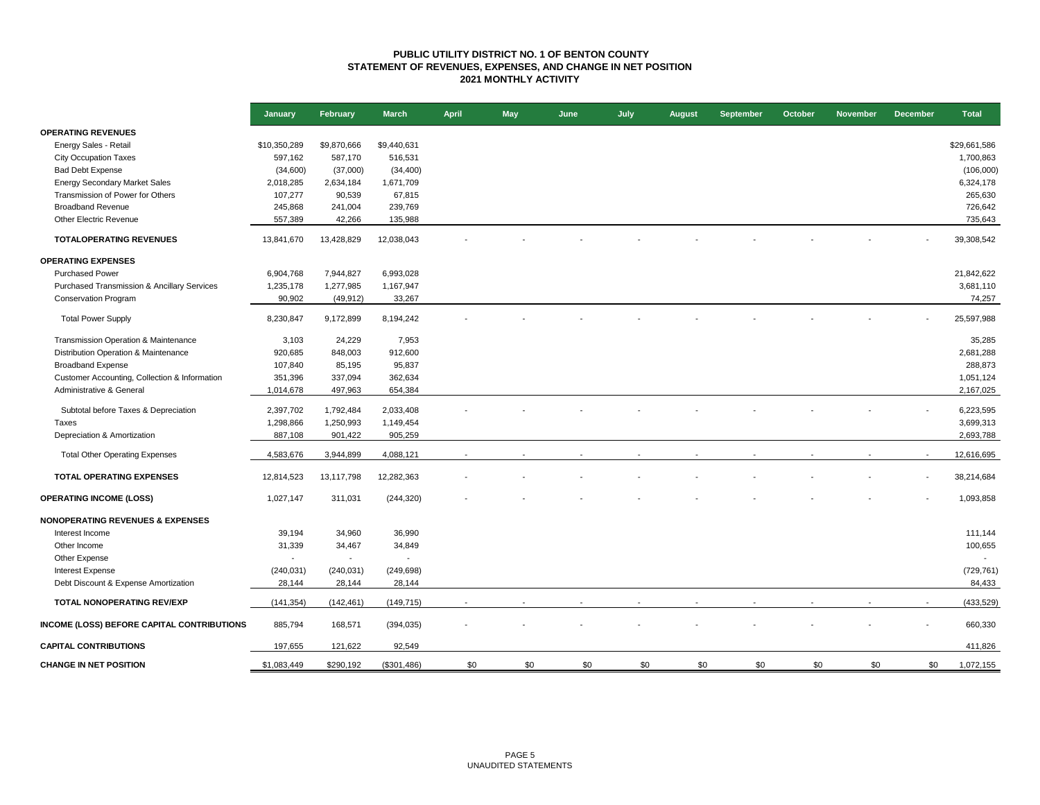# PUBLIC UTILITY DISTRICT NO. 1 OF BENTON COUNTY
## STATEMENT OF REVENUES, EXPENSES, AND CHANGE IN NET POSITION
### 2021 MONTHLY ACTIVITY

| | January | February | March | April | May | June | July | August | September | October | November | December | Total |
|---|---|---|---|---|---|---|---|---|---|---|---|---|---|
| **OPERATING REVENUES** | | | | | | | | | | | | | |
| Energy Sales - Retail | $10,350,289 | $9,870,666 | $9,440,631 | | | | | | | | | | $29,661,586 |
| City Occupation Taxes | 597,162 | 587,170 | 516,531 | | | | | | | | | | 1,700,863 |
| Bad Debt Expense | (34,600) | (37,000) | (34,400) | | | | | | | | | | (106,000) |
| Energy Secondary Market Sales | 2,018,285 | 2,634,184 | 1,671,709 | | | | | | | | | | 6,324,178 |
| Transmission of Power for Others | 107,277 | 90,539 | 67,815 | | | | | | | | | | 265,630 |
| Broadband Revenue | 245,868 | 241,004 | 239,769 | | | | | | | | | | 726,642 |
| Other Electric Revenue | 557,389 | 42,266 | 135,988 | | | | | | | | | | 735,643 |
| **TOTALOPERATING REVENUES** | 13,841,670 | 13,428,829 | 12,038,043 | - | - | - | - | - | - | - | - | - | 39,308,542 |
| **OPERATING EXPENSES** | | | | | | | | | | | | | |
| Purchased Power | 6,904,768 | 7,944,827 | 6,993,028 | | | | | | | | | | 21,842,622 |
| Purchased Transmission & Ancillary Services | 1,235,178 | 1,277,985 | 1,167,947 | | | | | | | | | | 3,681,110 |
| Conservation Program | 90,902 | (49,912) | 33,267 | | | | | | | | | | 74,257 |
| Total Power Supply | 8,230,847 | 9,172,899 | 8,194,242 | - | - | - | - | - | - | - | - | - | 25,597,988 |
| Transmission Operation & Maintenance | 3,103 | 24,229 | 7,953 | | | | | | | | | | 35,285 |
| Distribution Operation & Maintenance | 920,685 | 848,003 | 912,600 | | | | | | | | | | 2,681,288 |
| Broadband Expense | 107,840 | 85,195 | 95,837 | | | | | | | | | | 288,873 |
| Customer Accounting, Collection & Information | 351,396 | 337,094 | 362,634 | | | | | | | | | | 1,051,124 |
| Administrative & General | 1,014,678 | 497,963 | 654,384 | | | | | | | | | | 2,167,025 |
| Subtotal before Taxes & Depreciation | 2,397,702 | 1,792,484 | 2,033,408 | - | - | - | - | - | - | - | - | - | 6,223,595 |
| Taxes | 1,298,866 | 1,250,993 | 1,149,454 | | | | | | | | | | 3,699,313 |
| Depreciation & Amortization | 887,108 | 901,422 | 905,259 | | | | | | | | | | 2,693,788 |
| Total Other Operating Expenses | 4,583,676 | 3,944,899 | 4,088,121 | - | - | - | - | - | - | - | - | - | 12,616,695 |
| **TOTAL OPERATING EXPENSES** | 12,814,523 | 13,117,798 | 12,282,363 | - | - | - | - | - | - | - | - | - | 38,214,684 |
| **OPERATING INCOME (LOSS)** | 1,027,147 | 311,031 | (244,320) | - | - | - | - | - | - | - | - | - | 1,093,858 |
| **NONOPERATING REVENUES & EXPENSES** | | | | | | | | | | | | | |
| Interest Income | 39,194 | 34,960 | 36,990 | | | | | | | | | | 111,144 |
| Other Income | 31,339 | 34,467 | 34,849 | | | | | | | | | | 100,655 |
| Other Expense | - | - | - | | | | | | | | | | - |
| Interest Expense | (240,031) | (240,031) | (249,698) | | | | | | | | | | (729,761) |
| Debt Discount & Expense Amortization | 28,144 | 28,144 | 28,144 | | | | | | | | | | 84,433 |
| **TOTAL NONOPERATING REV/EXP** | (141,354) | (142,461) | (149,715) | - | - | - | - | - | - | - | - | - | (433,529) |
| **INCOME (LOSS) BEFORE CAPITAL CONTRIBUTIONS** | 885,794 | 168,571 | (394,035) | - | - | - | - | - | - | - | - | - | 660,330 |
| **CAPITAL CONTRIBUTIONS** | 197,655 | 121,622 | 92,549 | | | | | | | | | | 411,826 |
| **CHANGE IN NET POSITION** | $1,083,449 | $290,192 | ($301,486) | $0 | $0 | $0 | $0 | $0 | $0 | $0 | $0 | $0 | 1,072,155 |

UNAUDITED STATEMENTS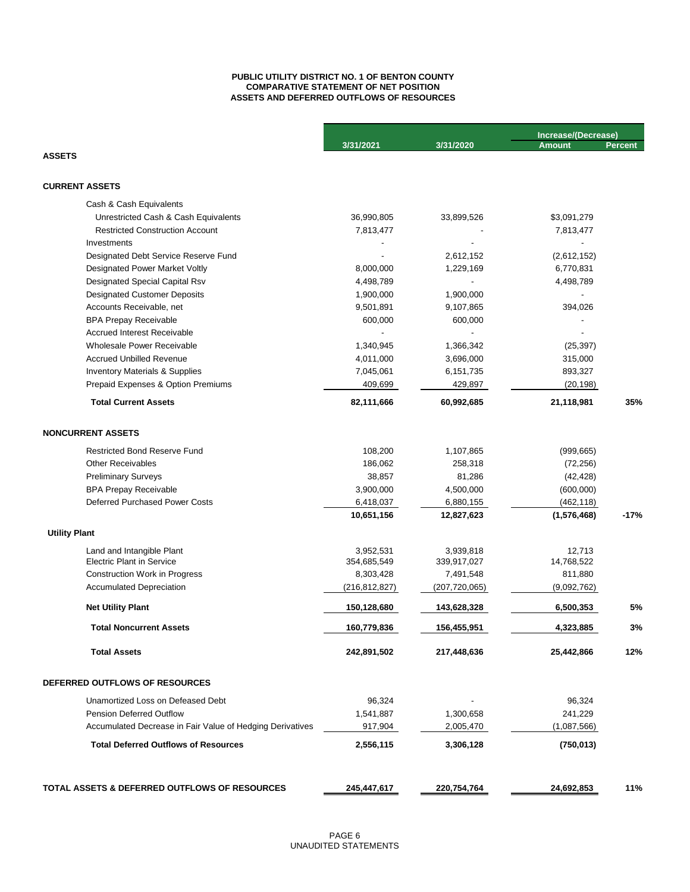**PUBLIC UTILITY DISTRICT NO. 1 OF BENTON COUNTY**
**COMPARATIVE STATEMENT OF NET POSITION**
**ASSETS AND DEFERRED OUTFLOWS OF RESOURCES**

| | 3/31/2021 | 3/31/2020 | Increase/(Decrease) Amount | Percent |
|---|---|---|---|---|
| **ASSETS** | | | | |
| **CURRENT ASSETS** | | | | |
| Cash & Cash Equivalents | | | | |
| Unrestricted Cash & Cash Equivalents | 36,990,805 | 33,899,526 | $3,091,279 | |
| Restricted Construction Account | 7,813,477 | - | 7,813,477 | |
| Investments | - | - | - | |
| Designated Debt Service Reserve Fund | - | 2,612,152 | (2,612,152) | |
| Designated Power Market Voltly | 8,000,000 | 1,229,169 | 6,770,831 | |
| Designated Special Capital Rsv | 4,498,789 | - | 4,498,789 | |
| Designated Customer Deposits | 1,900,000 | 1,900,000 | - | |
| Accounts Receivable, net | 9,501,891 | 9,107,865 | 394,026 | |
| BPA Prepay Receivable | 600,000 | 600,000 | - | |
| Accrued Interest Receivable | - | - | - | |
| Wholesale Power Receivable | 1,340,945 | 1,366,342 | (25,397) | |
| Accrued Unbilled Revenue | 4,011,000 | 3,696,000 | 315,000 | |
| Inventory Materials & Supplies | 7,045,061 | 6,151,735 | 893,327 | |
| Prepaid Expenses & Option Premiums | 409,699 | 429,897 | (20,198) | |
| **Total Current Assets** | **82,111,666** | **60,992,685** | **21,118,981** | **35%** |
| **NONCURRENT ASSETS** | | | | |
| Restricted Bond Reserve Fund | 108,200 | 1,107,865 | (999,665) | |
| Other Receivables | 186,062 | 258,318 | (72,256) | |
| Preliminary Surveys | 38,857 | 81,286 | (42,428) | |
| BPA Prepay Receivable | 3,900,000 | 4,500,000 | (600,000) | |
| Deferred Purchased Power Costs | 6,418,037 | 6,880,155 | (462,118) | |
| | **10,651,156** | **12,827,623** | **(1,576,468)** | **-17%** |
| **Utility Plant** | | | | |
| Land and Intangible Plant | 3,952,531 | 3,939,818 | 12,713 | |
| Electric Plant in Service | 354,685,549 | 339,917,027 | 14,768,522 | |
| Construction Work in Progress | 8,303,428 | 7,491,548 | 811,880 | |
| Accumulated Depreciation | (216,812,827) | (207,720,065) | (9,092,762) | |
| **Net Utility Plant** | **150,128,680** | **143,628,328** | **6,500,353** | **5%** |
| **Total Noncurrent Assets** | **160,779,836** | **156,455,951** | **4,323,885** | **3%** |
| **Total Assets** | **242,891,502** | **217,448,636** | **25,442,866** | **12%** |
| **DEFERRED OUTFLOWS OF RESOURCES** | | | | |
| Unamortized Loss on Defeased Debt | 96,324 | - | 96,324 | |
| Pension Deferred Outflow | 1,541,887 | 1,300,658 | 241,229 | |
| Accumulated Decrease in Fair Value of Hedging Derivatives | 917,904 | 2,005,470 | (1,087,566) | |
| **Total Deferred Outflows of Resources** | **2,556,115** | **3,306,128** | **(750,013)** | |
| **TOTAL ASSETS & DEFERRED OUTFLOWS OF RESOURCES** | **245,447,617** | **220,754,764** | **24,692,853** | **11%** |

UNAUDITED STATEMENTS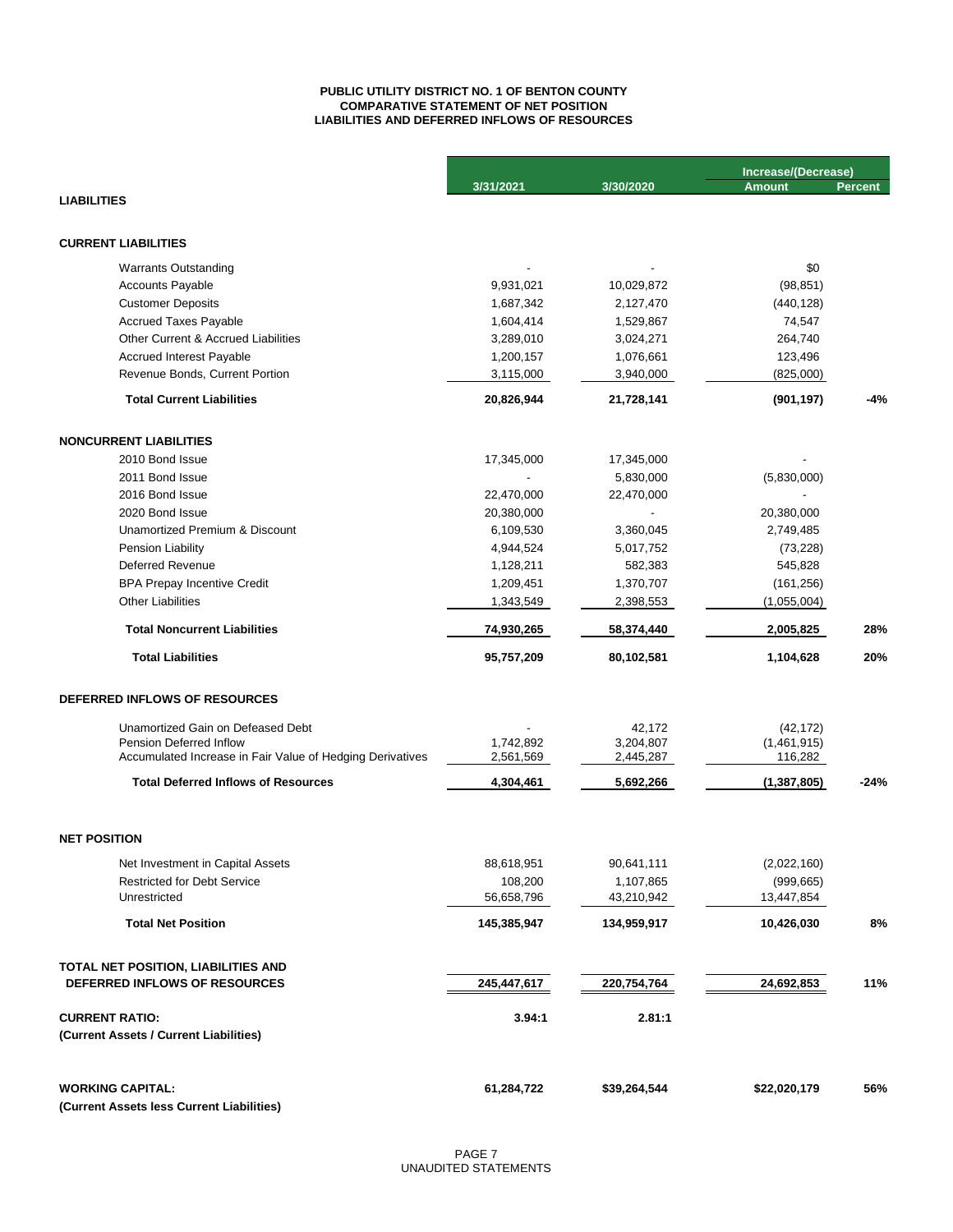**PUBLIC UTILITY DISTRICT NO. 1 OF BENTON COUNTY**
**COMPARATIVE STATEMENT OF NET POSITION**
**LIABILITIES AND DEFERRED INFLOWS OF RESOURCES**

| | 3/31/2021 | 3/30/2020 | Increase/(Decrease) Amount | Percent |
|---|---|---|---|---|
| **LIABILITIES** | | | | |
| **CURRENT LIABILITIES** | | | | |
| Warrants Outstanding | - | - | $0 | |
| Accounts Payable | 9,931,021 | 10,029,872 | (98,851) | |
| Customer Deposits | 1,687,342 | 2,127,470 | (440,128) | |
| Accrued Taxes Payable | 1,604,414 | 1,529,867 | 74,547 | |
| Other Current & Accrued Liabilities | 3,289,010 | 3,024,271 | 264,740 | |
| Accrued Interest Payable | 1,200,157 | 1,076,661 | 123,496 | |
| Revenue Bonds, Current Portion | 3,115,000 | 3,940,000 | (825,000) | |
| **Total Current Liabilities** | **20,826,944** | **21,728,141** | **(901,197)** | **-4%** |
| **NONCURRENT LIABILITIES** | | | | |
| 2010 Bond Issue | 17,345,000 | 17,345,000 | - | |
| 2011 Bond Issue | - | 5,830,000 | (5,830,000) | |
| 2016 Bond Issue | 22,470,000 | 22,470,000 | - | |
| 2020 Bond Issue | 20,380,000 | - | 20,380,000 | |
| Unamortized Premium & Discount | 6,109,530 | 3,360,045 | 2,749,485 | |
| Pension Liability | 4,944,524 | 5,017,752 | (73,228) | |
| Deferred Revenue | 1,128,211 | 582,383 | 545,828 | |
| BPA Prepay Incentive Credit | 1,209,451 | 1,370,707 | (161,256) | |
| Other Liabilities | 1,343,549 | 2,398,553 | (1,055,004) | |
| **Total Noncurrent Liabilities** | **74,930,265** | **58,374,440** | **2,005,825** | **28%** |
| **Total Liabilities** | **95,757,209** | **80,102,581** | **1,104,628** | **20%** |
| **DEFERRED INFLOWS OF RESOURCES** | | | | |
| Unamortized Gain on Defeased Debt | - | 42,172 | (42,172) | |
| Pension Deferred Inflow | 1,742,892 | 3,204,807 | (1,461,915) | |
| Accumulated Increase in Fair Value of Hedging Derivatives | 2,561,569 | 2,445,287 | 116,282 | |
| **Total Deferred Inflows of Resources** | **4,304,461** | **5,692,266** | **(1,387,805)** | **-24%** |
| **NET POSITION** | | | | |
| Net Investment in Capital Assets | 88,618,951 | 90,641,111 | (2,022,160) | |
| Restricted for Debt Service | 108,200 | 1,107,865 | (999,665) | |
| Unrestricted | 56,658,796 | 43,210,942 | 13,447,854 | |
| **Total Net Position** | **145,385,947** | **134,959,917** | **10,426,030** | **8%** |
| **TOTAL NET POSITION, LIABILITIES AND DEFERRED INFLOWS OF RESOURCES** | **245,447,617** | **220,754,764** | **24,692,853** | **11%** |
| **CURRENT RATIO:** **(Current Assets / Current Liabilities)** | **3.94:1** | **2.81:1** | | |
| **WORKING CAPITAL:** **(Current Assets less Current Liabilities)** | **61,284,722** | **$39,264,544** | **$22,020,179** | **56%** |

UNAUDITED STATEMENTS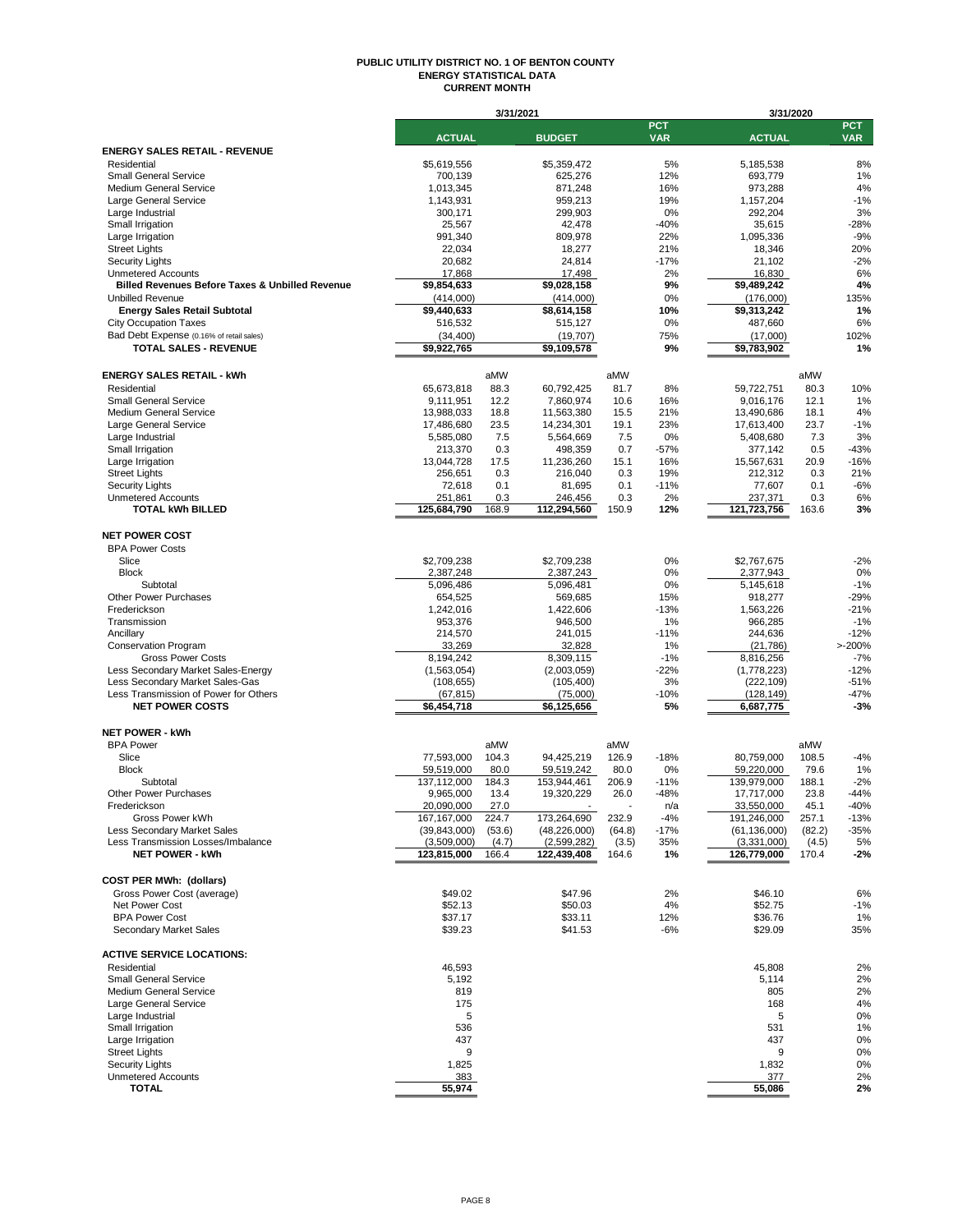# PUBLIC UTILITY DISTRICT NO. 1 OF BENTON COUNTY
## ENERGY STATISTICAL DATA
### CURRENT MONTH

| | 3/31/2021 | | | | | 3/31/2020 | | |
|---|---|---|---|---|---|---|---|---|
| | ACTUAL | | BUDGET | | PCT VAR | ACTUAL | | PCT VAR |
| **ENERGY SALES RETAIL - REVENUE** | | | | | | | | |
| Residential | $5,619,556 | | $5,359,472 | | 5% | 5,185,538 | | 8% |
| Small General Service | 700,139 | | 625,276 | | 12% | 693,779 | | 1% |
| Medium General Service | 1,013,345 | | 871,248 | | 16% | 973,288 | | 4% |
| Large General Service | 1,143,931 | | 959,213 | | 19% | 1,157,204 | | -1% |
| Large Industrial | 300,171 | | 299,903 | | 0% | 292,204 | | 3% |
| Small Irrigation | 25,567 | | 42,478 | | -40% | 35,615 | | -28% |
| Large Irrigation | 991,340 | | 809,978 | | 22% | 1,095,336 | | -9% |
| Street Lights | 22,034 | | 18,277 | | 21% | 18,346 | | 20% |
| Security Lights | 20,682 | | 24,814 | | -17% | 21,102 | | -2% |
| Unmetered Accounts | 17,868 | | 17,498 | | 2% | 16,830 | | 6% |
| **Billed Revenues Before Taxes & Unbilled Revenue** | **$9,854,633** | | **$9,028,158** | | **9%** | **$9,489,242** | | **4%** |
| Unbilled Revenue | (414,000) | | (414,000) | | 0% | (176,000) | | 135% |
| **Energy Sales Retail Subtotal** | **$9,440,633** | | **$8,614,158** | | **10%** | **$9,313,242** | | **1%** |
| City Occupation Taxes | 516,532 | | 515,127 | | 0% | 487,660 | | 6% |
| Bad Debt Expense (0.16% of retail sales) | (34,400) | | (19,707) | | 75% | (17,000) | | 102% |
| **TOTAL SALES - REVENUE** | **$9,922,765** | | **$9,109,578** | | **9%** | **$9,783,902** | | **1%** |
| | | | | | | | | |
| **ENERGY SALES RETAIL - kWh** | | aMW | | aMW | | | aMW | |
| Residential | 65,673,818 | 88.3 | 60,792,425 | 81.7 | 8% | 59,722,751 | 80.3 | 10% |
| Small General Service | 9,111,951 | 12.2 | 7,860,974 | 10.6 | 16% | 9,016,176 | 12.1 | 1% |
| Medium General Service | 13,988,033 | 18.8 | 11,563,380 | 15.5 | 21% | 13,490,686 | 18.1 | 4% |
| Large General Service | 17,486,680 | 23.5 | 14,234,301 | 19.1 | 23% | 17,613,400 | 23.7 | -1% |
| Large Industrial | 5,585,080 | 7.5 | 5,564,669 | 7.5 | 0% | 5,408,680 | 7.3 | 3% |
| Small Irrigation | 213,370 | 0.3 | 498,359 | 0.7 | -57% | 377,142 | 0.5 | -43% |
| Large Irrigation | 13,044,728 | 17.5 | 11,236,260 | 15.1 | 16% | 15,567,631 | 20.9 | -16% |
| Street Lights | 256,651 | 0.3 | 216,040 | 0.3 | 19% | 212,312 | 0.3 | 21% |
| Security Lights | 72,618 | 0.1 | 81,695 | 0.1 | -11% | 77,607 | 0.1 | -6% |
| Unmetered Accounts | 251,861 | 0.3 | 246,456 | 0.3 | 2% | 237,371 | 0.3 | 6% |
| **TOTAL kWh BILLED** | **125,684,790** | **168.9** | **112,294,560** | **150.9** | **12%** | **121,723,756** | **163.6** | **3%** |
| | | | | | | | | |
| **NET POWER COST** | | | | | | | | |
| BPA Power Costs | | | | | | | | |
| Slice | $2,709,238 | | $2,709,238 | | 0% | $2,767,675 | | -2% |
| Block | 2,387,248 | | 2,387,243 | | 0% | 2,377,943 | | 0% |
| Subtotal | 5,096,486 | | 5,096,481 | | 0% | 5,145,618 | | -1% |
| Other Power Purchases | 654,525 | | 569,685 | | 15% | 918,277 | | -29% |
| Frederickson | 1,242,016 | | 1,422,606 | | -13% | 1,563,226 | | -21% |
| Transmission | 953,376 | | 946,500 | | 1% | 966,285 | | -1% |
| Ancillary | 214,570 | | 241,015 | | -11% | 244,636 | | -12% |
| Conservation Program | 33,269 | | 32,828 | | 1% | (21,786) | | >-200% |
| Gross Power Costs | 8,194,242 | | 8,309,115 | | -1% | 8,816,256 | | -7% |
| Less Secondary Market Sales-Energy | (1,563,054) | | (2,003,059) | | -22% | (1,778,223) | | -12% |
| Less Secondary Market Sales-Gas | (108,655) | | (105,400) | | 3% | (222,109) | | -51% |
| Less Transmission of Power for Others | (67,815) | | (75,000) | | -10% | (128,149) | | -47% |
| **NET POWER COSTS** | **$6,454,718** | | **$6,125,656** | | **5%** | **6,687,775** | | **-3%** |
| | | | | | | | | |
| **NET POWER - kWh** | | | | | | | | |
| BPA Power | | aMW | | aMW | | | aMW | |
| Slice | 77,593,000 | 104.3 | 94,425,219 | 126.9 | -18% | 80,759,000 | 108.5 | -4% |
| Block | 59,519,000 | 80.0 | 59,519,242 | 80.0 | 0% | 59,220,000 | 79.6 | 1% |
| Subtotal | 137,112,000 | 184.3 | 153,944,461 | 206.9 | -11% | 139,979,000 | 188.1 | -2% |
| Other Power Purchases | 9,965,000 | 13.4 | 19,320,229 | 26.0 | -48% | 17,717,000 | 23.8 | -44% |
| Frederickson | 20,090,000 | 27.0 | - | - | n/a | 33,550,000 | 45.1 | -40% |
| Gross Power kWh | 167,167,000 | 224.7 | 173,264,690 | 232.9 | -4% | 191,246,000 | 257.1 | -13% |
| Less Secondary Market Sales | (39,843,000) | (53.6) | (48,226,000) | (64.8) | -17% | (61,136,000) | (82.2) | -35% |
| Less Transmission Losses/Imbalance | (3,509,000) | (4.7) | (2,599,282) | (3.5) | 35% | (3,331,000) | (4.5) | 5% |
| **NET POWER - kWh** | **123,815,000** | **166.4** | **122,439,408** | **164.6** | **1%** | **126,779,000** | **170.4** | **-2%** |
| | | | | | | | | |
| **COST PER MWh: (dollars)** | | | | | | | | |
| Gross Power Cost (average) | $49.02 | | $47.96 | | 2% | $46.10 | | 6% |
| Net Power Cost | $52.13 | | $50.03 | | 4% | $52.75 | | -1% |
| BPA Power Cost | $37.17 | | $33.11 | | 12% | $36.76 | | 1% |
| Secondary Market Sales | $39.23 | | $41.53 | | -6% | $29.09 | | 35% |
| | | | | | | | | |
| **ACTIVE SERVICE LOCATIONS:** | | | | | | | | |
| Residential | 46,593 | | | | | 45,808 | | 2% |
| Small General Service | 5,192 | | | | | 5,114 | | 2% |
| Medium General Service | 819 | | | | | 805 | | 2% |
| Large General Service | 175 | | | | | 168 | | 4% |
| Large Industrial | 5 | | | | | 5 | | 0% |
| Small Irrigation | 536 | | | | | 531 | | 1% |
| Large Irrigation | 437 | | | | | 437 | | 0% |
| Street Lights | 9 | | | | | 9 | | 0% |
| Security Lights | 1,825 | | | | | 1,832 | | 0% |
| Unmetered Accounts | 383 | | | | | 377 | | 2% |
| **TOTAL** | **55,974** | | | | | **55,086** | | **2%** |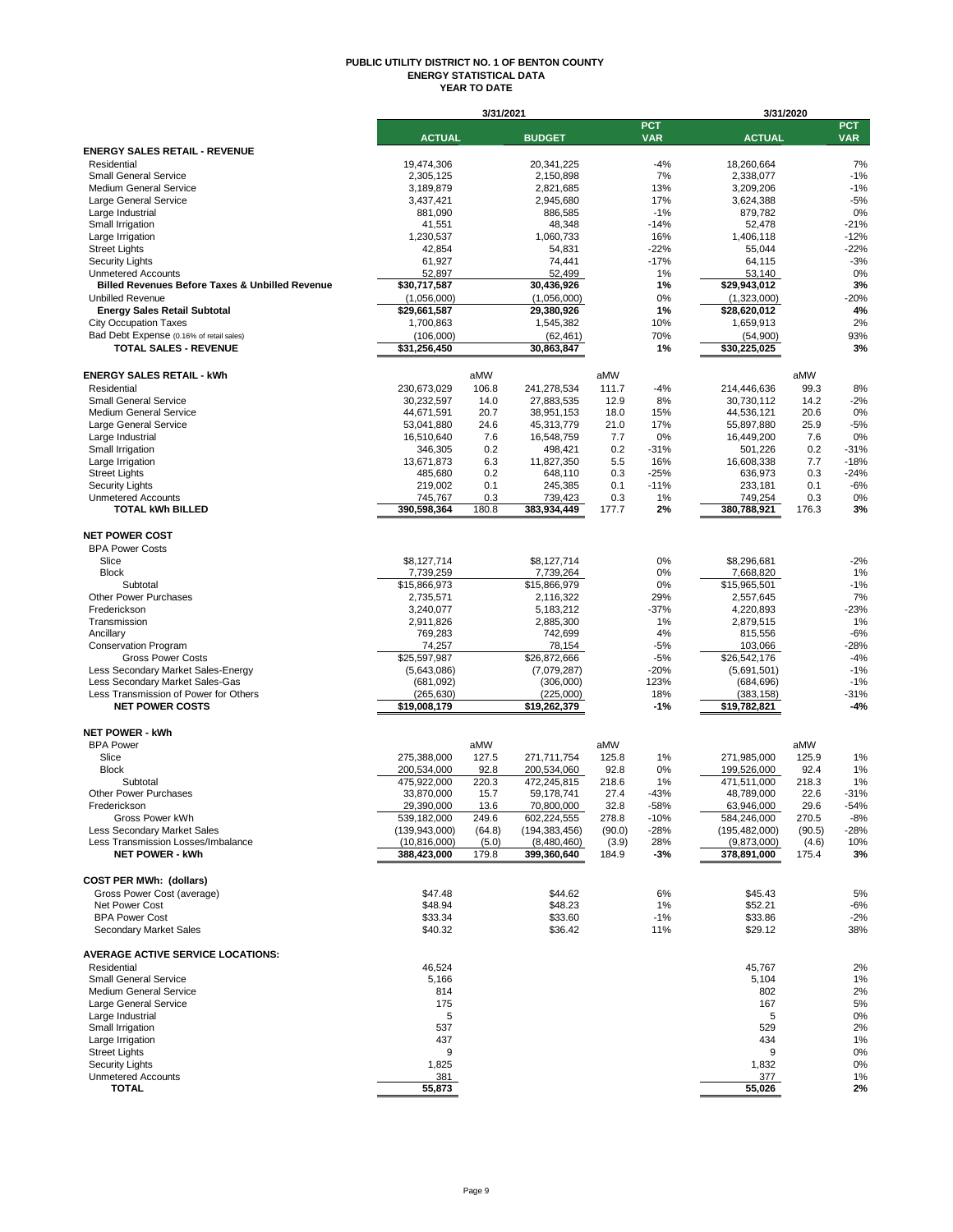# PUBLIC UTILITY DISTRICT NO. 1 OF BENTON COUNTY
## ENERGY STATISTICAL DATA
### YEAR TO DATE

| | 3/31/2021 | | | | | 3/31/2020 | | |
|---|---|---|---|---|---|---|---|---|
| | ACTUAL | | BUDGET | | PCT VAR | ACTUAL | | PCT VAR |
| **ENERGY SALES RETAIL - REVENUE** | | | | | | | | |
| Residential | 19,474,306 | | 20,341,225 | | -4% | 18,260,664 | | 7% |
| Small General Service | 2,305,125 | | 2,150,898 | | 7% | 2,338,077 | | -1% |
| Medium General Service | 3,189,879 | | 2,821,685 | | 13% | 3,209,206 | | -1% |
| Large General Service | 3,437,421 | | 2,945,680 | | 17% | 3,624,388 | | -5% |
| Large Industrial | 881,090 | | 886,585 | | -1% | 879,782 | | 0% |
| Small Irrigation | 41,551 | | 48,348 | | -14% | 52,478 | | -21% |
| Large Irrigation | 1,230,537 | | 1,060,733 | | 16% | 1,406,118 | | -12% |
| Street Lights | 42,854 | | 54,831 | | -22% | 55,044 | | -22% |
| Security Lights | 61,927 | | 74,441 | | -17% | 64,115 | | -3% |
| Unmetered Accounts | 52,897 | | 52,499 | | 1% | 53,140 | | 0% |
| **Billed Revenues Before Taxes & Unbilled Revenue** | **$30,717,587** | | **30,436,926** | | **1%** | **$29,943,012** | | **3%** |
| Unbilled Revenue | (1,056,000) | | (1,056,000) | | 0% | (1,323,000) | | -20% |
| **Energy Sales Retail Subtotal** | **$29,661,587** | | **29,380,926** | | **1%** | **$28,620,012** | | **4%** |
| City Occupation Taxes | 1,700,863 | | 1,545,382 | | 10% | 1,659,913 | | 2% |
| Bad Debt Expense (0.16% of retail sales) | (106,000) | | (62,461) | | 70% | (54,900) | | 93% |
| **TOTAL SALES - REVENUE** | **$31,256,450** | | **30,863,847** | | **1%** | **$30,225,025** | | **3%** |
| | | | | | | | | |
| **ENERGY SALES RETAIL - kWh** | | aMW | | aMW | | | aMW | |
| Residential | 230,673,029 | 106.8 | 241,278,534 | 111.7 | -4% | 214,446,636 | 99.3 | 8% |
| Small General Service | 30,232,597 | 14.0 | 27,883,535 | 12.9 | 8% | 30,730,112 | 14.2 | -2% |
| Medium General Service | 44,671,591 | 20.7 | 38,951,153 | 18.0 | 15% | 44,536,121 | 20.6 | 0% |
| Large General Service | 53,041,880 | 24.6 | 45,313,779 | 21.0 | 17% | 55,897,880 | 25.9 | -5% |
| Large Industrial | 16,510,640 | 7.6 | 16,548,759 | 7.7 | 0% | 16,449,200 | 7.6 | 0% |
| Small Irrigation | 346,305 | 0.2 | 498,421 | 0.2 | -31% | 501,226 | 0.2 | -31% |
| Large Irrigation | 13,671,873 | 6.3 | 11,827,350 | 5.5 | 16% | 16,608,338 | 7.7 | -18% |
| Street Lights | 485,680 | 0.2 | 648,110 | 0.3 | -25% | 636,973 | 0.3 | -24% |
| Security Lights | 219,002 | 0.1 | 245,385 | 0.1 | -11% | 233,181 | 0.1 | -6% |
| Unmetered Accounts | 745,767 | 0.3 | 739,423 | 0.3 | 1% | 749,254 | 0.3 | 0% |
| **TOTAL kWh BILLED** | **390,598,364** | **180.8** | **383,934,449** | **177.7** | **2%** | **380,788,921** | **176.3** | **3%** |
| | | | | | | | | |
| **NET POWER COST** | | | | | | | | |
| BPA Power Costs | | | | | | | | |
| Slice | $8,127,714 | | $8,127,714 | | 0% | $8,296,681 | | -2% |
| Block | 7,739,259 | | 7,739,264 | | 0% | 7,668,820 | | 1% |
| Subtotal | $15,866,973 | | $15,866,979 | | 0% | $15,965,501 | | -1% |
| Other Power Purchases | 2,735,571 | | 2,116,322 | | 29% | 2,557,645 | | 7% |
| Frederickson | 3,240,077 | | 5,183,212 | | -37% | 4,220,893 | | -23% |
| Transmission | 2,911,826 | | 2,885,300 | | 1% | 2,879,515 | | 1% |
| Ancillary | 769,283 | | 742,699 | | 4% | 815,556 | | -6% |
| Conservation Program | 74,257 | | 78,154 | | -5% | 103,066 | | -28% |
| Gross Power Costs | $25,597,987 | | $26,872,666 | | -5% | $26,542,176 | | -4% |
| Less Secondary Market Sales-Energy | (5,643,086) | | (7,079,287) | | -20% | (5,691,501) | | -1% |
| Less Secondary Market Sales-Gas | (681,092) | | (306,000) | | 123% | (684,696) | | -1% |
| Less Transmission of Power for Others | (265,630) | | (225,000) | | 18% | (383,158) | | -31% |
| **NET POWER COSTS** | **$19,008,179** | | **$19,262,379** | | **-1%** | **$19,782,821** | | **-4%** |
| | | | | | | | | |
| **NET POWER - kWh** | | | | | | | | |
| BPA Power | | aMW | | aMW | | | aMW | |
| Slice | 275,388,000 | 127.5 | 271,711,754 | 125.8 | 1% | 271,985,000 | 125.9 | 1% |
| Block | 200,534,000 | 92.8 | 200,534,060 | 92.8 | 0% | 199,526,000 | 92.4 | 1% |
| Subtotal | 475,922,000 | 220.3 | 472,245,815 | 218.6 | 1% | 471,511,000 | 218.3 | 1% |
| Other Power Purchases | 33,870,000 | 15.7 | 59,178,741 | 27.4 | -43% | 48,789,000 | 22.6 | -31% |
| Frederickson | 29,390,000 | 13.6 | 70,800,000 | 32.8 | -58% | 63,946,000 | 29.6 | -54% |
| Gross Power kWh | 539,182,000 | 249.6 | 602,224,555 | 278.8 | -10% | 584,246,000 | 270.5 | -8% |
| Less Secondary Market Sales | (139,943,000) | (64.8) | (194,383,456) | (90.0) | -28% | (195,482,000) | (90.5) | -28% |
| Less Transmission Losses/Imbalance | (10,816,000) | (5.0) | (8,480,460) | (3.9) | 28% | (9,873,000) | (4.6) | 10% |
| **NET POWER - kWh** | **388,423,000** | **179.8** | **399,360,640** | **184.9** | **-3%** | **378,891,000** | **175.4** | **3%** |
| | | | | | | | | |
| **COST PER MWh: (dollars)** | | | | | | | | |
| Gross Power Cost (average) | $47.48 | | $44.62 | | 6% | $45.43 | | 5% |
| Net Power Cost | $48.94 | | $48.23 | | 1% | $52.21 | | -6% |
| BPA Power Cost | $33.34 | | $33.60 | | -1% | $33.86 | | -2% |
| Secondary Market Sales | $40.32 | | $36.42 | | 11% | $29.12 | | 38% |
| | | | | | | | | |
| **AVERAGE ACTIVE SERVICE LOCATIONS:** | | | | | | | | |
| Residential | 46,524 | | | | | 45,767 | | 2% |
| Small General Service | 5,166 | | | | | 5,104 | | 1% |
| Medium General Service | 814 | | | | | 802 | | 2% |
| Large General Service | 175 | | | | | 167 | | 5% |
| Large Industrial | 5 | | | | | 5 | | 0% |
| Small Irrigation | 537 | | | | | 529 | | 2% |
| Large Irrigation | 437 | | | | | 434 | | 1% |
| Street Lights | 9 | | | | | 9 | | 0% |
| Security Lights | 1,825 | | | | | 1,832 | | 0% |
| Unmetered Accounts | 381 | | | | | 377 | | 1% |
| **TOTAL** | **55,873** | | | | | **55,026** | | **2%** |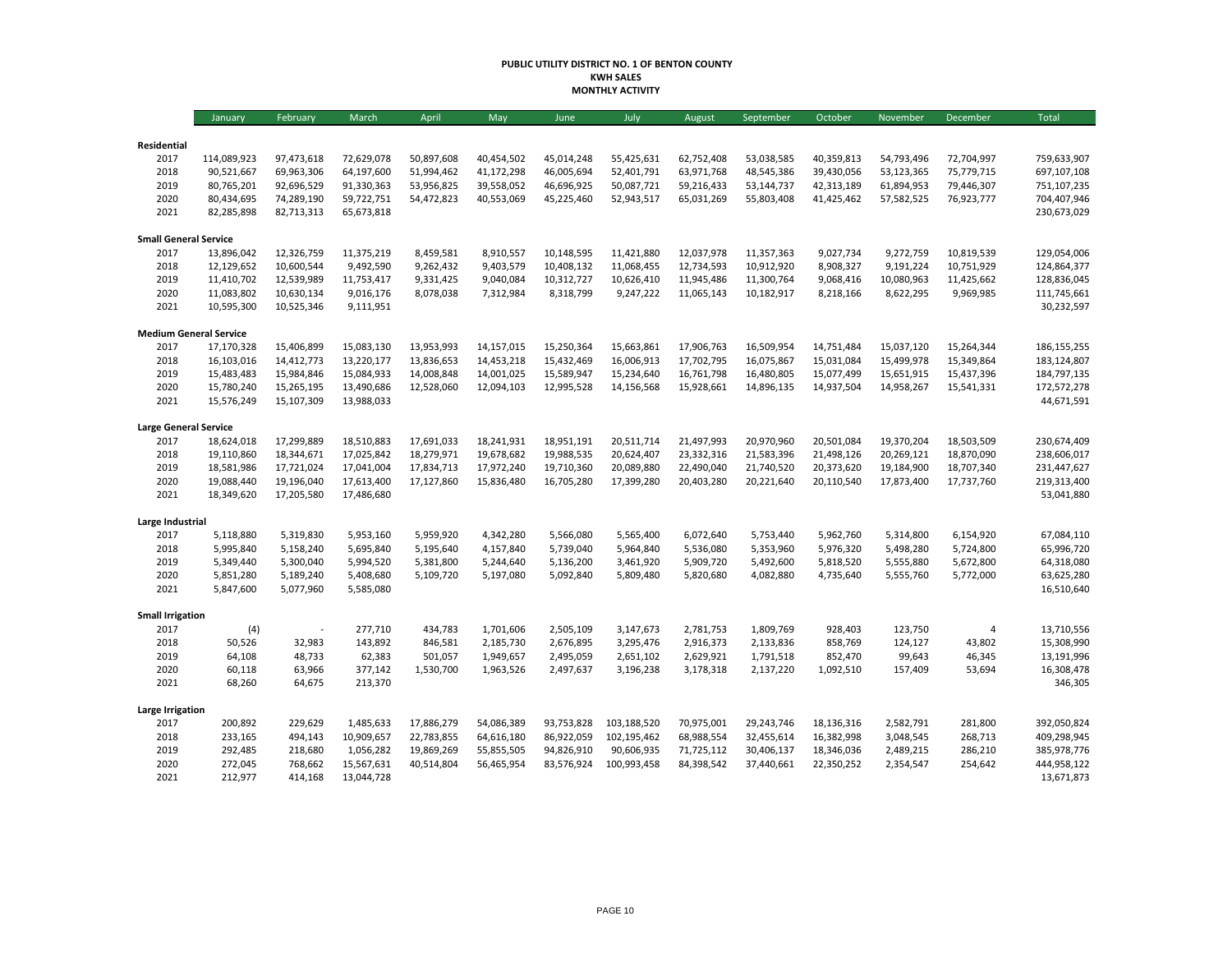**PUBLIC UTILITY DISTRICT NO. 1 OF BENTON COUNTY**
**KWH SALES**
**MONTHLY ACTIVITY**

| | January | February | March | April | May | June | July | August | September | October | November | December | Total |
|---|---|---|---|---|---|---|---|---|---|---|---|---|---|
| **Residential** | | | | | | | | | | | | | |
| 2017 | 114,089,923 | 97,473,618 | 72,629,078 | 50,897,608 | 40,454,502 | 45,014,248 | 55,425,631 | 62,752,408 | 53,038,585 | 40,359,813 | 54,793,496 | 72,704,997 | 759,633,907 |
| 2018 | 90,521,667 | 69,963,306 | 64,197,600 | 51,994,462 | 41,172,298 | 46,005,694 | 52,401,791 | 63,971,768 | 48,545,386 | 39,430,056 | 53,123,365 | 75,779,715 | 697,107,108 |
| 2019 | 80,765,201 | 92,696,529 | 91,330,363 | 53,956,825 | 39,558,052 | 46,696,925 | 50,087,721 | 59,216,433 | 53,144,737 | 42,313,189 | 61,894,953 | 79,446,307 | 751,107,235 |
| 2020 | 80,434,695 | 74,289,190 | 59,722,751 | 54,472,823 | 40,553,069 | 45,225,460 | 52,943,517 | 65,031,269 | 55,803,408 | 41,425,462 | 57,582,525 | 76,923,777 | 704,407,946 |
| 2021 | 82,285,898 | 82,713,313 | 65,673,818 | | | | | | | | | | 230,673,029 |
| **Small General Service** | | | | | | | | | | | | | |
| 2017 | 13,896,042 | 12,326,759 | 11,375,219 | 8,459,581 | 8,910,557 | 10,148,595 | 11,421,880 | 12,037,978 | 11,357,363 | 9,027,734 | 9,272,759 | 10,819,539 | 129,054,006 |
| 2018 | 12,129,652 | 10,600,544 | 9,492,590 | 9,262,432 | 9,403,579 | 10,408,132 | 11,068,455 | 12,734,593 | 10,912,920 | 8,908,327 | 9,191,224 | 10,751,929 | 124,864,377 |
| 2019 | 11,410,702 | 12,539,989 | 11,753,417 | 9,331,425 | 9,040,084 | 10,312,727 | 10,626,410 | 11,945,486 | 11,300,764 | 9,068,416 | 10,080,963 | 11,425,662 | 128,836,045 |
| 2020 | 11,083,802 | 10,630,134 | 9,016,176 | 8,078,038 | 7,312,984 | 8,318,799 | 9,247,222 | 11,065,143 | 10,182,917 | 8,218,166 | 8,622,295 | 9,969,985 | 111,745,661 |
| 2021 | 10,595,300 | 10,525,346 | 9,111,951 | | | | | | | | | | 30,232,597 |
| **Medium General Service** | | | | | | | | | | | | | |
| 2017 | 17,170,328 | 15,406,899 | 15,083,130 | 13,953,993 | 14,157,015 | 15,250,364 | 15,663,861 | 17,906,763 | 16,509,954 | 14,751,484 | 15,037,120 | 15,264,344 | 186,155,255 |
| 2018 | 16,103,016 | 14,412,773 | 13,220,177 | 13,836,653 | 14,453,218 | 15,432,469 | 16,006,913 | 17,702,795 | 16,075,867 | 15,031,084 | 15,499,978 | 15,349,864 | 183,124,807 |
| 2019 | 15,483,483 | 15,984,846 | 15,084,933 | 14,008,848 | 14,001,025 | 15,589,947 | 15,234,640 | 16,761,798 | 16,480,805 | 15,077,499 | 15,651,915 | 15,437,396 | 184,797,135 |
| 2020 | 15,780,240 | 15,265,195 | 13,490,686 | 12,528,060 | 12,094,103 | 12,995,528 | 14,156,568 | 15,928,661 | 14,896,135 | 14,937,504 | 14,958,267 | 15,541,331 | 172,572,278 |
| 2021 | 15,576,249 | 15,107,309 | 13,988,033 | | | | | | | | | | 44,671,591 |
| **Large General Service** | | | | | | | | | | | | | |
| 2017 | 18,624,018 | 17,299,889 | 18,510,883 | 17,691,033 | 18,241,931 | 18,951,191 | 20,511,714 | 21,497,993 | 20,970,960 | 20,501,084 | 19,370,204 | 18,503,509 | 230,674,409 |
| 2018 | 19,110,860 | 18,344,671 | 17,025,842 | 18,279,971 | 19,678,682 | 19,988,535 | 20,624,407 | 23,332,316 | 21,583,396 | 21,498,126 | 20,269,121 | 18,870,090 | 238,606,017 |
| 2019 | 18,581,986 | 17,721,024 | 17,041,004 | 17,834,713 | 17,972,240 | 19,710,360 | 20,089,880 | 22,490,040 | 21,740,520 | 20,373,620 | 19,184,900 | 18,707,340 | 231,447,627 |
| 2020 | 19,088,440 | 19,196,040 | 17,613,400 | 17,127,860 | 15,836,480 | 16,705,280 | 17,399,280 | 20,403,280 | 20,221,640 | 20,110,540 | 17,873,400 | 17,737,760 | 219,313,400 |
| 2021 | 18,349,620 | 17,205,580 | 17,486,680 | | | | | | | | | | 53,041,880 |
| **Large Industrial** | | | | | | | | | | | | | |
| 2017 | 5,118,880 | 5,319,830 | 5,953,160 | 5,959,920 | 4,342,280 | 5,566,080 | 5,565,400 | 6,072,640 | 5,753,440 | 5,962,760 | 5,314,800 | 6,154,920 | 67,084,110 |
| 2018 | 5,995,840 | 5,158,240 | 5,695,840 | 5,195,640 | 4,157,840 | 5,739,040 | 5,964,840 | 5,536,080 | 5,353,960 | 5,976,320 | 5,498,280 | 5,724,800 | 65,996,720 |
| 2019 | 5,349,440 | 5,300,040 | 5,994,520 | 5,381,800 | 5,244,640 | 5,136,200 | 3,461,920 | 5,909,720 | 5,492,600 | 5,818,520 | 5,555,880 | 5,672,800 | 64,318,080 |
| 2020 | 5,851,280 | 5,189,240 | 5,408,680 | 5,109,720 | 5,197,080 | 5,092,840 | 5,809,480 | 5,820,680 | 4,082,880 | 4,735,640 | 5,555,760 | 5,772,000 | 63,625,280 |
| 2021 | 5,847,600 | 5,077,960 | 5,585,080 | | | | | | | | | | 16,510,640 |
| **Small Irrigation** | | | | | | | | | | | | | |
| 2017 | (4) | - | 277,710 | 434,783 | 1,701,606 | 2,505,109 | 3,147,673 | 2,781,753 | 1,809,769 | 928,403 | 123,750 | 4 | 13,710,556 |
| 2018 | 50,526 | 32,983 | 143,892 | 846,581 | 2,185,730 | 2,676,895 | 3,295,476 | 2,916,373 | 2,133,836 | 858,769 | 124,127 | 43,802 | 15,308,990 |
| 2019 | 64,108 | 48,733 | 62,383 | 501,057 | 1,949,657 | 2,495,059 | 2,651,102 | 2,629,921 | 1,791,518 | 852,470 | 99,643 | 46,345 | 13,191,996 |
| 2020 | 60,118 | 63,966 | 377,142 | 1,530,700 | 1,963,526 | 2,497,637 | 3,196,238 | 3,178,318 | 2,137,220 | 1,092,510 | 157,409 | 53,694 | 16,308,478 |
| 2021 | 68,260 | 64,675 | 213,370 | | | | | | | | | | 346,305 |
| **Large Irrigation** | | | | | | | | | | | | | |
| 2017 | 200,892 | 229,629 | 1,485,633 | 17,886,279 | 54,086,389 | 93,753,828 | 103,188,520 | 70,975,001 | 29,243,746 | 18,136,316 | 2,582,791 | 281,800 | 392,050,824 |
| 2018 | 233,165 | 494,143 | 10,909,657 | 22,783,855 | 64,616,180 | 86,922,059 | 102,195,462 | 68,988,554 | 32,455,614 | 16,382,998 | 3,048,545 | 268,713 | 409,298,945 |
| 2019 | 292,485 | 218,680 | 1,056,282 | 19,869,269 | 55,855,505 | 94,826,910 | 90,606,935 | 71,725,112 | 30,406,137 | 18,346,036 | 2,489,215 | 286,210 | 385,978,776 |
| 2020 | 272,045 | 768,662 | 15,567,631 | 40,514,804 | 56,465,954 | 83,576,924 | 100,993,458 | 84,398,542 | 37,440,661 | 22,350,252 | 2,354,547 | 254,642 | 444,958,122 |
| 2021 | 212,977 | 414,168 | 13,044,728 | | | | | | | | | | 13,671,873 |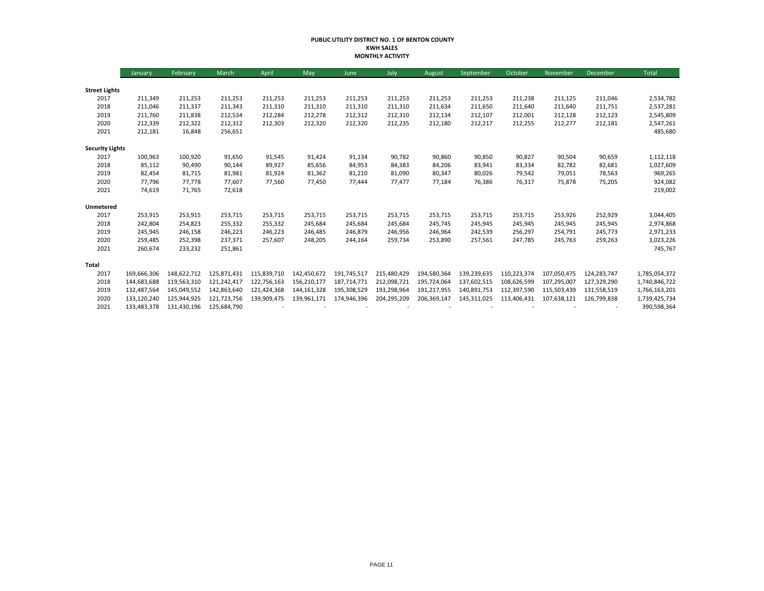# PUBLIC UTILITY DISTRICT NO. 1 OF BENTON COUNTY
## KWH SALES
## MONTHLY ACTIVITY

| | January | February | March | April | May | June | July | August | September | October | November | December | Total |
|---|---|---|---|---|---|---|---|---|---|---|---|---|---|
| **Street Lights** | | | | | | | | | | | | | |
| 2017 | 211,349 | 211,253 | 211,253 | 211,253 | 211,253 | 211,253 | 211,253 | 211,253 | 211,253 | 211,238 | 211,125 | 211,046 | 2,534,782 |
| 2018 | 211,046 | 211,337 | 211,343 | 211,310 | 211,310 | 211,310 | 211,310 | 211,634 | 211,650 | 211,640 | 211,640 | 211,751 | 2,537,281 |
| 2019 | 211,760 | 211,838 | 212,534 | 212,284 | 212,278 | 212,312 | 212,310 | 212,134 | 212,107 | 212,001 | 212,128 | 212,123 | 2,545,809 |
| 2020 | 212,339 | 212,322 | 212,312 | 212,303 | 212,320 | 212,320 | 212,235 | 212,180 | 212,217 | 212,255 | 212,277 | 212,181 | 2,547,261 |
| 2021 | 212,181 | 16,848 | 256,651 | | | | | | | | | | 485,680 |
| **Security Lights** | | | | | | | | | | | | | |
| 2017 | 100,963 | 100,920 | 91,650 | 91,545 | 91,424 | 91,134 | 90,782 | 90,860 | 90,850 | 90,827 | 90,504 | 90,659 | 1,112,118 |
| 2018 | 85,112 | 90,490 | 90,144 | 89,927 | 85,656 | 84,953 | 84,383 | 84,206 | 83,941 | 83,334 | 82,782 | 82,681 | 1,027,609 |
| 2019 | 82,454 | 81,715 | 81,981 | 81,924 | 81,362 | 81,210 | 81,090 | 80,347 | 80,026 | 79,542 | 79,051 | 78,563 | 969,265 |
| 2020 | 77,796 | 77,778 | 77,607 | 77,560 | 77,450 | 77,444 | 77,477 | 77,184 | 76,386 | 76,317 | 75,878 | 75,205 | 924,082 |
| 2021 | 74,619 | 71,765 | 72,618 | | | | | | | | | | 219,002 |
| **Unmetered** | | | | | | | | | | | | | |
| 2017 | 253,915 | 253,915 | 253,715 | 253,715 | 253,715 | 253,715 | 253,715 | 253,715 | 253,715 | 253,715 | 253,926 | 252,929 | 3,044,405 |
| 2018 | 242,804 | 254,823 | 255,332 | 255,332 | 245,684 | 245,684 | 245,684 | 245,745 | 245,945 | 245,945 | 245,945 | 245,945 | 2,974,868 |
| 2019 | 245,945 | 246,158 | 246,223 | 246,223 | 246,485 | 246,879 | 246,956 | 246,964 | 242,539 | 256,297 | 254,791 | 245,773 | 2,971,233 |
| 2020 | 259,485 | 252,398 | 237,371 | 257,607 | 248,205 | 244,164 | 259,734 | 253,890 | 257,561 | 247,785 | 245,763 | 259,263 | 3,023,226 |
| 2021 | 260,674 | 233,232 | 251,861 | | | | | | | | | | 745,767 |
| **Total** | | | | | | | | | | | | | |
| 2017 | 169,666,306 | 148,622,712 | 125,871,431 | 115,839,710 | 142,450,672 | 191,745,517 | 215,480,429 | 194,580,364 | 139,239,635 | 110,223,374 | 107,050,475 | 124,283,747 | 1,785,054,372 |
| 2018 | 144,683,688 | 119,563,310 | 121,242,417 | 122,756,163 | 156,210,177 | 187,714,771 | 212,098,721 | 195,724,064 | 137,602,515 | 108,626,599 | 107,295,007 | 127,329,290 | 1,740,846,722 |
| 2019 | 132,487,564 | 145,049,552 | 142,863,640 | 121,424,368 | 144,161,328 | 195,308,529 | 193,298,964 | 191,217,955 | 140,891,753 | 112,397,590 | 115,503,439 | 131,558,519 | 1,766,163,201 |
| 2020 | 133,120,240 | 125,944,925 | 121,723,756 | 139,909,475 | 139,961,171 | 174,946,396 | 204,295,209 | 206,369,147 | 145,311,025 | 113,406,431 | 107,638,121 | 126,799,838 | 1,739,425,734 |
| 2021 | 133,483,378 | 131,430,196 | 125,684,790 | - | - | - | - | - | - | - | - | - | 390,598,364 |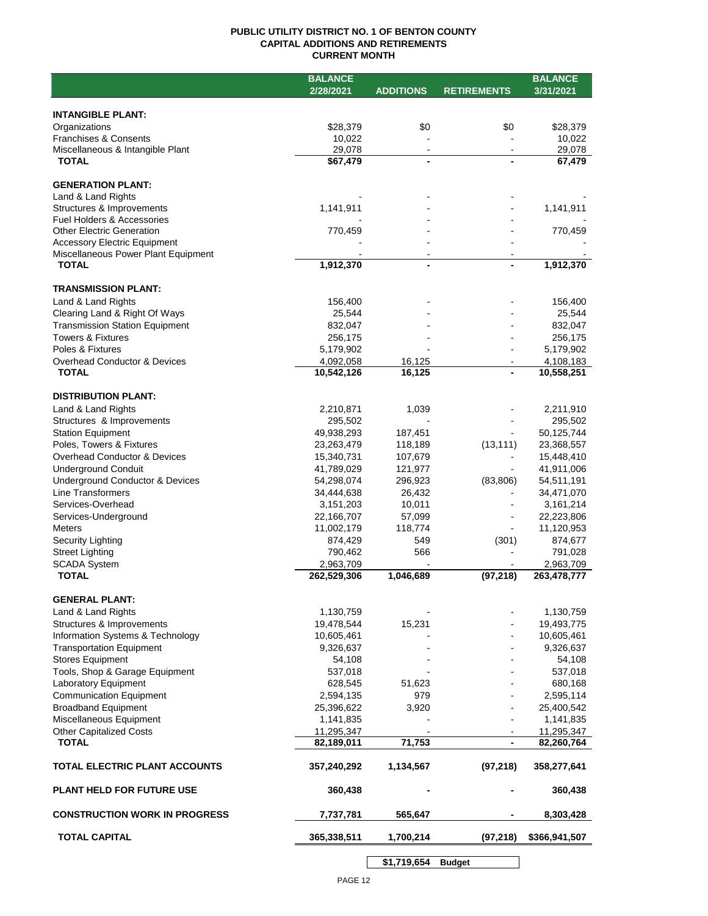# PUBLIC UTILITY DISTRICT NO. 1 OF BENTON COUNTY
## CAPITAL ADDITIONS AND RETIREMENTS
### CURRENT MONTH

| | BALANCE 2/28/2021 | ADDITIONS | RETIREMENTS | BALANCE 3/31/2021 |
|---|---|---|---|---|
| **INTANGIBLE PLANT:** | | | | |
| Organizations | $28,379 | $0 | $0 | $28,379 |
| Franchises & Consents | 10,022 | - | - | 10,022 |
| Miscellaneous & Intangible Plant | 29,078 | - | - | 29,078 |
| **TOTAL** | $67,479 | - | - | 67,479 |
| **GENERATION PLANT:** | | | | |
| Land & Land Rights | - | - | - | - |
| Structures & Improvements | 1,141,911 | - | - | 1,141,911 |
| Fuel Holders & Accessories | - | - | - | - |
| Other Electric Generation | 770,459 | - | - | 770,459 |
| Accessory Electric Equipment | - | - | - | - |
| Miscellaneous Power Plant Equipment | - | - | - | - |
| **TOTAL** | 1,912,370 | - | - | 1,912,370 |
| **TRANSMISSION PLANT:** | | | | |
| Land & Land Rights | 156,400 | - | - | 156,400 |
| Clearing Land & Right Of Ways | 25,544 | - | - | 25,544 |
| Transmission Station Equipment | 832,047 | - | - | 832,047 |
| Towers & Fixtures | 256,175 | - | - | 256,175 |
| Poles & Fixtures | 5,179,902 | - | - | 5,179,902 |
| Overhead Conductor & Devices | 4,092,058 | 16,125 | - | 4,108,183 |
| **TOTAL** | 10,542,126 | 16,125 | - | 10,558,251 |
| **DISTRIBUTION PLANT:** | | | | |
| Land & Land Rights | 2,210,871 | 1,039 | - | 2,211,910 |
| Structures & Improvements | 295,502 | - | - | 295,502 |
| Station Equipment | 49,938,293 | 187,451 | - | 50,125,744 |
| Poles, Towers & Fixtures | 23,263,479 | 118,189 | (13,111) | 23,368,557 |
| Overhead Conductor & Devices | 15,340,731 | 107,679 | - | 15,448,410 |
| Underground Conduit | 41,789,029 | 121,977 | - | 41,911,006 |
| Underground Conductor & Devices | 54,298,074 | 296,923 | (83,806) | 54,511,191 |
| Line Transformers | 34,444,638 | 26,432 | - | 34,471,070 |
| Services-Overhead | 3,151,203 | 10,011 | - | 3,161,214 |
| Services-Underground | 22,166,707 | 57,099 | - | 22,223,806 |
| Meters | 11,002,179 | 118,774 | - | 11,120,953 |
| Security Lighting | 874,429 | 549 | (301) | 874,677 |
| Street Lighting | 790,462 | 566 | - | 791,028 |
| SCADA System | 2,963,709 | - | - | 2,963,709 |
| **TOTAL** | 262,529,306 | 1,046,689 | (97,218) | 263,478,777 |
| **GENERAL PLANT:** | | | | |
| Land & Land Rights | 1,130,759 | - | - | 1,130,759 |
| Structures & Improvements | 19,478,544 | 15,231 | - | 19,493,775 |
| Information Systems & Technology | 10,605,461 | - | - | 10,605,461 |
| Transportation Equipment | 9,326,637 | - | - | 9,326,637 |
| Stores Equipment | 54,108 | - | - | 54,108 |
| Tools, Shop & Garage Equipment | 537,018 | - | - | 537,018 |
| Laboratory Equipment | 628,545 | 51,623 | - | 680,168 |
| Communication Equipment | 2,594,135 | 979 | - | 2,595,114 |
| Broadband Equipment | 25,396,622 | 3,920 | - | 25,400,542 |
| Miscellaneous Equipment | 1,141,835 | - | - | 1,141,835 |
| Other Capitalized Costs | 11,295,347 | - | - | 11,295,347 |
| **TOTAL** | 82,189,011 | 71,753 | - | 82,260,764 |
| **TOTAL ELECTRIC PLANT ACCOUNTS** | 357,240,292 | 1,134,567 | (97,218) | 358,277,641 |
| **PLANT HELD FOR FUTURE USE** | 360,438 | - | - | 360,438 |
| **CONSTRUCTION WORK IN PROGRESS** | 7,737,781 | 565,647 | - | 8,303,428 |
| **TOTAL CAPITAL** | 365,338,511 | 1,700,214 | (97,218) | $366,941,507 |
| | | $1,719,654 | Budget | |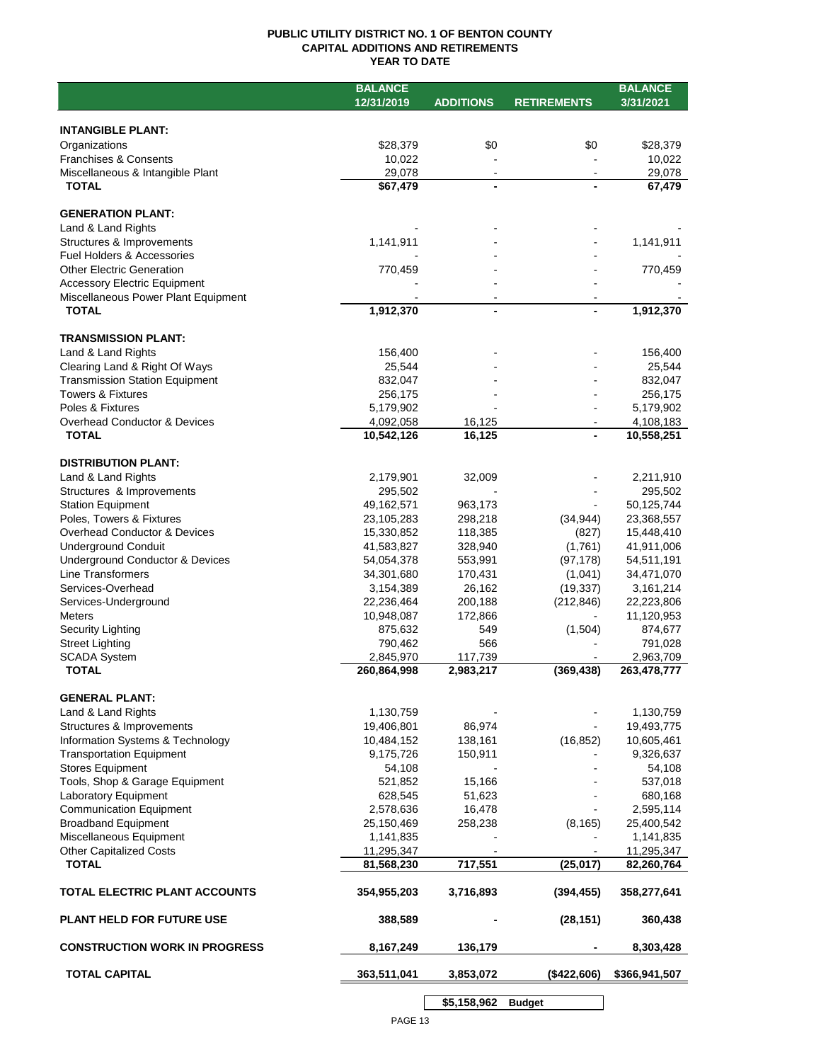# PUBLIC UTILITY DISTRICT NO. 1 OF BENTON COUNTY
## CAPITAL ADDITIONS AND RETIREMENTS
### YEAR TO DATE

| | BALANCE 12/31/2019 | ADDITIONS | RETIREMENTS | BALANCE 3/31/2021 |
|---|---|---|---|---|
| **INTANGIBLE PLANT:** | | | | |
| Organizations | $28,379 | $0 | $0 | $28,379 |
| Franchises & Consents | 10,022 | - | - | 10,022 |
| Miscellaneous & Intangible Plant | 29,078 | - | - | 29,078 |
| **TOTAL** | $67,479 | - | - | 67,479 |
| **GENERATION PLANT:** | | | | |
| Land & Land Rights | - | - | - | - |
| Structures & Improvements | 1,141,911 | - | - | 1,141,911 |
| Fuel Holders & Accessories | - | - | - | - |
| Other Electric Generation | 770,459 | - | - | 770,459 |
| Accessory Electric Equipment | - | - | - | - |
| Miscellaneous Power Plant Equipment | - | - | - | - |
| **TOTAL** | 1,912,370 | - | - | 1,912,370 |
| **TRANSMISSION PLANT:** | | | | |
| Land & Land Rights | 156,400 | - | - | 156,400 |
| Clearing Land & Right Of Ways | 25,544 | - | - | 25,544 |
| Transmission Station Equipment | 832,047 | - | - | 832,047 |
| Towers & Fixtures | 256,175 | - | - | 256,175 |
| Poles & Fixtures | 5,179,902 | - | - | 5,179,902 |
| Overhead Conductor & Devices | 4,092,058 | 16,125 | - | 4,108,183 |
| **TOTAL** | 10,542,126 | 16,125 | - | 10,558,251 |
| **DISTRIBUTION PLANT:** | | | | |
| Land & Land Rights | 2,179,901 | 32,009 | - | 2,211,910 |
| Structures & Improvements | 295,502 | - | - | 295,502 |
| Station Equipment | 49,162,571 | 963,173 | - | 50,125,744 |
| Poles, Towers & Fixtures | 23,105,283 | 298,218 | (34,944) | 23,368,557 |
| Overhead Conductor & Devices | 15,330,852 | 118,385 | (827) | 15,448,410 |
| Underground Conduit | 41,583,827 | 328,940 | (1,761) | 41,911,006 |
| Underground Conductor & Devices | 54,054,378 | 553,991 | (97,178) | 54,511,191 |
| Line Transformers | 34,301,680 | 170,431 | (1,041) | 34,471,070 |
| Services-Overhead | 3,154,389 | 26,162 | (19,337) | 3,161,214 |
| Services-Underground | 22,236,464 | 200,188 | (212,846) | 22,223,806 |
| Meters | 10,948,087 | 172,866 | - | 11,120,953 |
| Security Lighting | 875,632 | 549 | (1,504) | 874,677 |
| Street Lighting | 790,462 | 566 | - | 791,028 |
| SCADA System | 2,845,970 | 117,739 | - | 2,963,709 |
| **TOTAL** | 260,864,998 | 2,983,217 | (369,438) | 263,478,777 |
| **GENERAL PLANT:** | | | | |
| Land & Land Rights | 1,130,759 | - | - | 1,130,759 |
| Structures & Improvements | 19,406,801 | 86,974 | - | 19,493,775 |
| Information Systems & Technology | 10,484,152 | 138,161 | (16,852) | 10,605,461 |
| Transportation Equipment | 9,175,726 | 150,911 | - | 9,326,637 |
| Stores Equipment | 54,108 | - | - | 54,108 |
| Tools, Shop & Garage Equipment | 521,852 | 15,166 | - | 537,018 |
| Laboratory Equipment | 628,545 | 51,623 | - | 680,168 |
| Communication Equipment | 2,578,636 | 16,478 | - | 2,595,114 |
| Broadband Equipment | 25,150,469 | 258,238 | (8,165) | 25,400,542 |
| Miscellaneous Equipment | 1,141,835 | - | - | 1,141,835 |
| Other Capitalized Costs | 11,295,347 | - | - | 11,295,347 |
| **TOTAL** | 81,568,230 | 717,551 | (25,017) | 82,260,764 |
| **TOTAL ELECTRIC PLANT ACCOUNTS** | 354,955,203 | 3,716,893 | (394,455) | 358,277,641 |
| **PLANT HELD FOR FUTURE USE** | 388,589 | - | (28,151) | 360,438 |
| **CONSTRUCTION WORK IN PROGRESS** | 8,167,249 | 136,179 | - | 8,303,428 |
| **TOTAL CAPITAL** | 363,511,041 | 3,853,072 | ($422,606) | $366,941,507 |
| | | $5,158,962 | Budget | |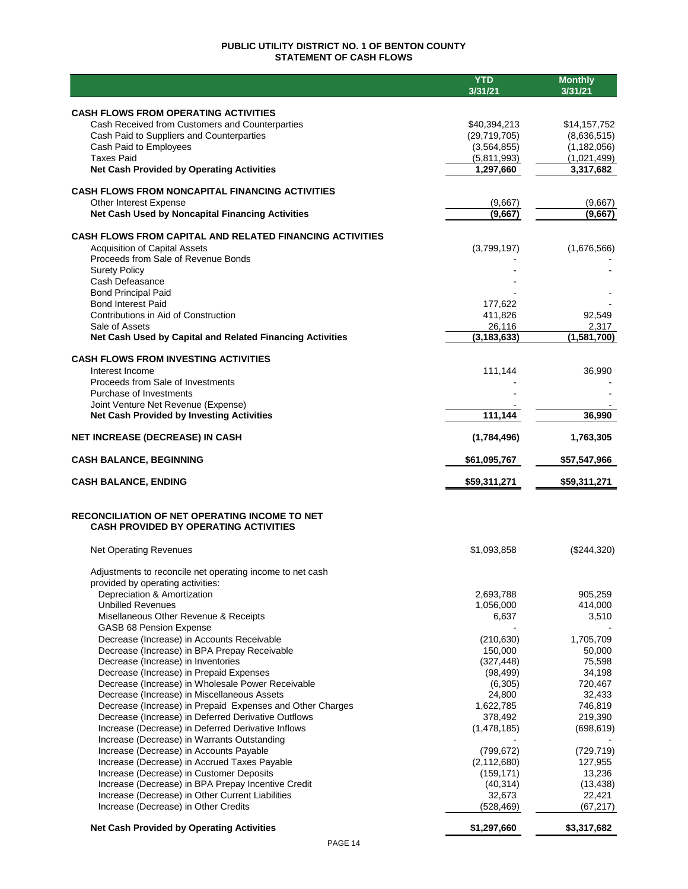# PUBLIC UTILITY DISTRICT NO. 1 OF BENTON COUNTY
## STATEMENT OF CASH FLOWS

| | YTD 3/31/21 | Monthly 3/31/21 |
|---|---|---|
| **CASH FLOWS FROM OPERATING ACTIVITIES** | | |
| Cash Received from Customers and Counterparties | $40,394,213 | $14,157,752 |
| Cash Paid to Suppliers and Counterparties | (29,719,705) | (8,636,515) |
| Cash Paid to Employees | (3,564,855) | (1,182,056) |
| Taxes Paid | (5,811,993) | (1,021,499) |
| **Net Cash Provided by Operating Activities** | **1,297,660** | **3,317,682** |
| **CASH FLOWS FROM NONCAPITAL FINANCING ACTIVITIES** | | |
| Other Interest Expense | (9,667) | (9,667) |
| **Net Cash Used by Noncapital Financing Activities** | **(9,667)** | **(9,667)** |
| **CASH FLOWS FROM CAPITAL AND RELATED FINANCING ACTIVITIES** | | |
| Acquisition of Capital Assets | (3,799,197) | (1,676,566) |
| Proceeds from Sale of Revenue Bonds | - | - |
| Surety Policy | - | - |
| Cash Defeasance | - | |
| Bond Principal Paid | - | - |
| Bond Interest Paid | 177,622 | - |
| Contributions in Aid of Construction | 411,826 | 92,549 |
| Sale of Assets | 26,116 | 2,317 |
| **Net Cash Used by Capital and Related Financing Activities** | **(3,183,633)** | **(1,581,700)** |
| **CASH FLOWS FROM INVESTING ACTIVITIES** | | |
| Interest Income | 111,144 | 36,990 |
| Proceeds from Sale of Investments | - | - |
| Purchase of Investments | - | - |
| Joint Venture Net Revenue (Expense) | - | - |
| **Net Cash Provided by Investing Activities** | **111,144** | **36,990** |
| **NET INCREASE (DECREASE) IN CASH** | **(1,784,496)** | **1,763,305** |
| **CASH BALANCE, BEGINNING** | **$61,095,767** | **$57,547,966** |
| **CASH BALANCE, ENDING** | **$59,311,271** | **$59,311,271** |

## RECONCILIATION OF NET OPERATING INCOME TO NET CASH PROVIDED BY OPERATING ACTIVITIES

| | YTD 3/31/21 | Monthly 3/31/21 |
|---|---|---|
| Net Operating Revenues | $1,093,858 | ($244,320) |
| Adjustments to reconcile net operating income to net cash provided by operating activities: | | |
| Depreciation & Amortization | 2,693,788 | 905,259 |
| Unbilled Revenues | 1,056,000 | 414,000 |
| Misellaneous Other Revenue & Receipts | 6,637 | 3,510 |
| GASB 68 Pension Expense | - | - |
| Decrease (Increase) in Accounts Receivable | (210,630) | 1,705,709 |
| Decrease (Increase) in BPA Prepay Receivable | 150,000 | 50,000 |
| Decrease (Increase) in Inventories | (327,448) | 75,598 |
| Decrease (Increase) in Prepaid Expenses | (98,499) | 34,198 |
| Decrease (Increase) in Wholesale Power Receivable | (6,305) | 720,467 |
| Decrease (Increase) in Miscellaneous Assets | 24,800 | 32,433 |
| Decrease (Increase) in Prepaid Expenses and Other Charges | 1,622,785 | 746,819 |
| Decrease (Increase) in Deferred Derivative Outflows | 378,492 | 219,390 |
| Increase (Decrease) in Deferred Derivative Inflows | (1,478,185) | (698,619) |
| Increase (Decrease) in Warrants Outstanding | - | - |
| Increase (Decrease) in Accounts Payable | (799,672) | (729,719) |
| Increase (Decrease) in Accrued Taxes Payable | (2,112,680) | 127,955 |
| Increase (Decrease) in Customer Deposits | (159,171) | 13,236 |
| Increase (Decrease) in BPA Prepay Incentive Credit | (40,314) | (13,438) |
| Increase (Decrease) in Other Current Liabilities | 32,673 | 22,421 |
| Increase (Decrease) in Other Credits | (528,469) | (67,217) |
| **Net Cash Provided by Operating Activities** | **$1,297,660** | **$3,317,682** |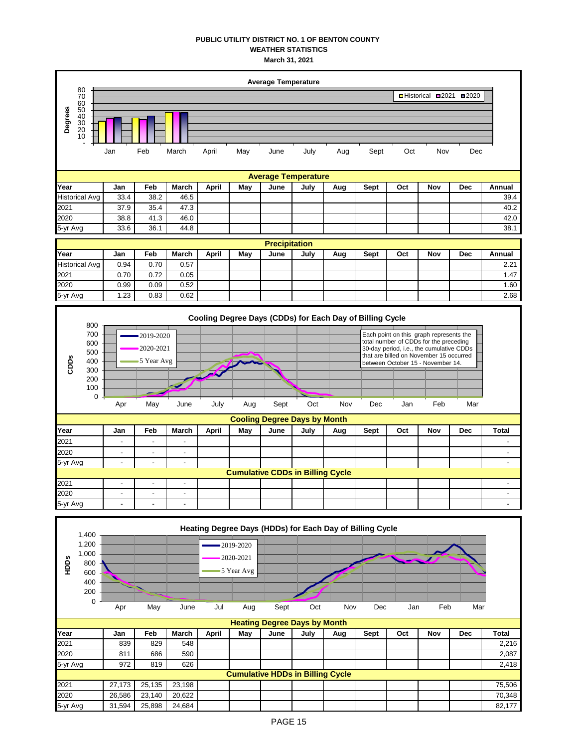**PUBLIC UTILITY DISTRICT NO. 1 OF BENTON COUNTY**
**WEATHER STATISTICS**
**March 31, 2021**

**Average Temperature**

| Year | Jan | Feb | March | April | May | June | July | Aug | Sept | Oct | Nov | Dec | Annual |
|---|---|---|---|---|---|---|---|---|---|---|---|---|---|
| Historical Avg | 33.4 | 38.2 | 46.5 | | | | | | | | | | 39.4 |
| 2021 | 37.9 | 35.4 | 47.3 | | | | | | | | | | 40.2 |
| 2020 | 38.8 | 41.3 | 46.0 | | | | | | | | | | 42.0 |
| 5-yr Avg | 33.6 | 36.1 | 44.8 | | | | | | | | | | 38.1 |

**Precipitation**

| Year | Jan | Feb | March | April | May | June | July | Aug | Sept | Oct | Nov | Dec | Annual |
|---|---|---|---|---|---|---|---|---|---|---|---|---|---|
| Historical Avg | 0.94 | 0.70 | 0.57 | | | | | | | | | | 2.21 |
| 2021 | 0.70 | 0.72 | 0.05 | | | | | | | | | | 1.47 |
| 2020 | 0.99 | 0.09 | 0.52 | | | | | | | | | | 1.60 |
| 5-yr Avg | 1.23 | 0.83 | 0.62 | | | | | | | | | | 2.68 |

**Cooling Degree Days (CDDs) for Each Day of Billing Cycle**

Each point on this graph represents the total number of CDDs for the preceding 30-day period, i.e., the cumulative CDDs that are billed on November 15 occurred between October 15 - November 14.

**Cooling Degree Days by Month**

| Year | Jan | Feb | March | April | May | June | July | Aug | Sept | Oct | Nov | Dec | Total |
|---|---|---|---|---|---|---|---|---|---|---|---|---|---|
| 2021 | - | - | - | | | | | | | | | | - |
| 2020 | - | - | - | | | | | | | | | | - |
| 5-yr Avg | - | - | - | | | | | | | | | | - |
| **Cumulative CDDs in Billing Cycle** | | | | | | | | | | | | | |
| 2021 | - | - | - | | | | | | | | | | - |
| 2020 | - | - | - | | | | | | | | | | - |
| 5-yr Avg | - | - | - | | | | | | | | | | - |

**Heating Degree Days (HDDs) for Each Day of Billing Cycle**

**Heating Degree Days by Month**

| Year | Jan | Feb | March | April | May | June | July | Aug | Sept | Oct | Nov | Dec | Total |
|---|---|---|---|---|---|---|---|---|---|---|---|---|---|
| 2021 | 839 | 829 | 548 | | | | | | | | | | 2,216 |
| 2020 | 811 | 686 | 590 | | | | | | | | | | 2,087 |
| 5-yr Avg | 972 | 819 | 626 | | | | | | | | | | 2,418 |
| **Cumulative HDDs in Billing Cycle** | | | | | | | | | | | | | |
| 2021 | 27,173 | 25,135 | 23,198 | | | | | | | | | | 75,506 |
| 2020 | 26,586 | 23,140 | 20,622 | | | | | | | | | | 70,348 |
| 5-yr Avg | 31,594 | 25,898 | 24,684 | | | | | | | | | | 82,177 |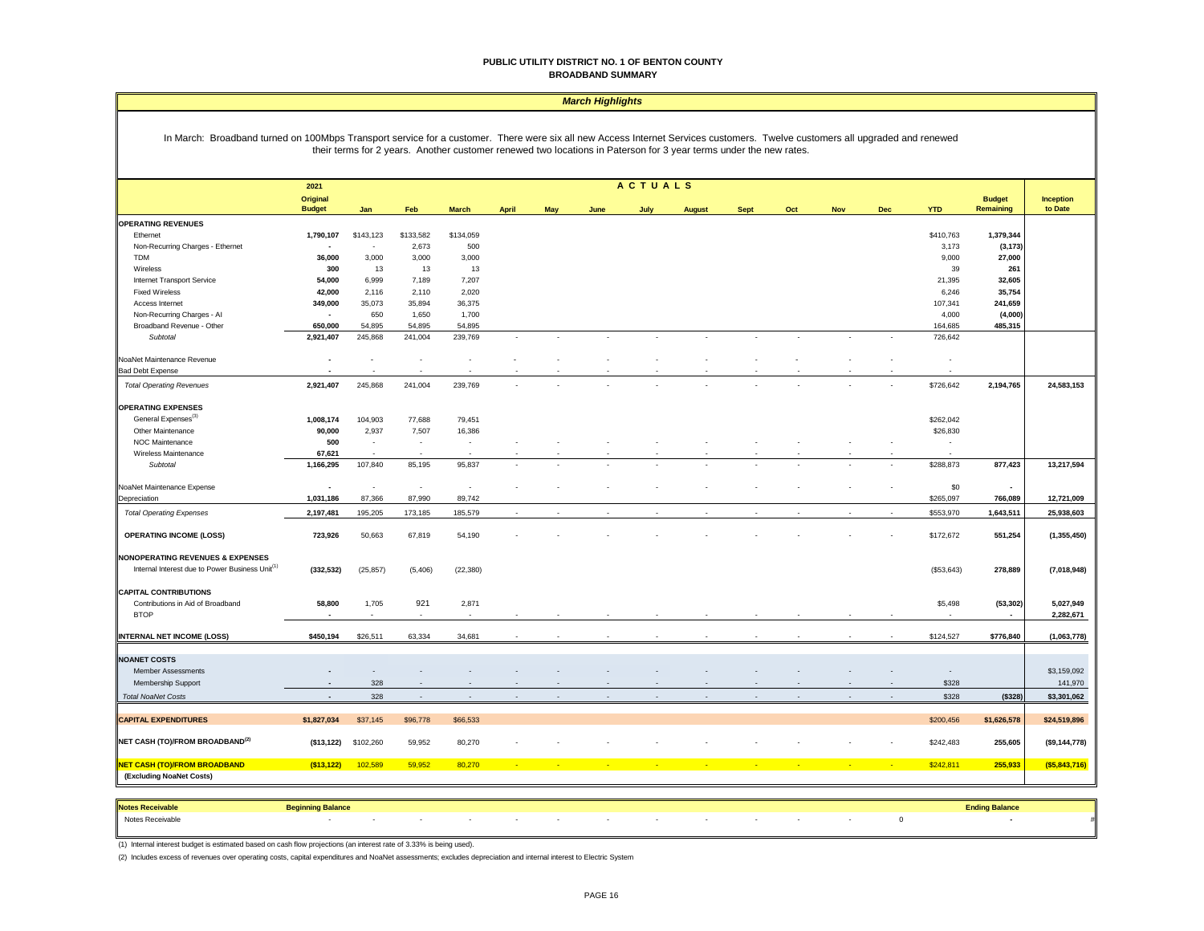# PUBLIC UTILITY DISTRICT NO. 1 OF BENTON COUNTY
## BROADBAND SUMMARY

### *March Highlights*

In March: Broadband turned on 100Mbps Transport service for a customer. There were six all new Access Internet Services customers. Twelve customers all upgraded and renewed their terms for 2 years. Another customer renewed two locations in Paterson for 3 year terms under the new rates.

| | 2021 Original Budget | Jan | Feb | March | April | May | June | July | August | Sept | Oct | Nov | Dec | YTD | Budget Remaining | Inception to Date |
|---|---|---|---|---|---|---|---|---|---|---|---|---|---|---|---|---|
| | | **ACTUALS** | | | | | | | | | | | | | | |
| **OPERATING REVENUES** | | | | | | | | | | | | | | | | |
| Ethernet | 1,790,107 | $143,123 | $133,582 | $134,059 | | | | | | | | | | $410,763 | 1,379,344 | |
| Non-Recurring Charges - Ethernet | - | - | 2,673 | 500 | | | | | | | | | | 3,173 | (3,173) | |
| TDM | 36,000 | 3,000 | 3,000 | 3,000 | | | | | | | | | | 9,000 | 27,000 | |
| Wireless | 300 | 13 | 13 | 13 | | | | | | | | | | 39 | 261 | |
| Internet Transport Service | 54,000 | 6,999 | 7,189 | 7,207 | | | | | | | | | | 21,395 | 32,605 | |
| Fixed Wireless | 42,000 | 2,116 | 2,110 | 2,020 | | | | | | | | | | 6,246 | 35,754 | |
| Access Internet | 349,000 | 35,073 | 35,894 | 36,375 | | | | | | | | | | 107,341 | 241,659 | |
| Non-Recurring Charges - AI | - | 650 | 1,650 | 1,700 | | | | | | | | | | 4,000 | (4,000) | |
| Broadband Revenue - Other | 650,000 | 54,895 | 54,895 | 54,895 | | | | | | | | | | 164,685 | 485,315 | |
| *Subtotal* | 2,921,407 | 245,868 | 241,004 | 239,769 | - | - | - | - | - | - | - | - | - | 726,642 | | |
| NoaNet Maintenance Revenue | - | - | - | - | - | - | - | - | - | - | - | - | - | - | | |
| Bad Debt Expense | - | - | - | - | - | - | - | - | - | - | - | - | - | - | | |
| *Total Operating Revenues* | 2,921,407 | 245,868 | 241,004 | 239,769 | - | - | - | - | - | - | - | - | - | $726,642 | 2,194,765 | 24,583,153 |
| **OPERATING EXPENSES** | | | | | | | | | | | | | | | | |
| General Expenses[3] | 1,008,174 | 104,903 | 77,688 | 79,451 | | | | | | | | | | $262,042 | | |
| Other Maintenance | 90,000 | 2,937 | 7,507 | 16,386 | | | | | | | | | | $26,830 | | |
| NOC Maintenance | 500 | - | - | - | - | - | - | - | - | - | - | - | - | - | | |
| Wireless Maintenance | 67,621 | - | - | - | - | - | - | - | - | - | - | - | - | - | | |
| *Subtotal* | 1,166,295 | 107,840 | 85,195 | 95,837 | - | - | - | - | - | - | - | - | - | $288,873 | 877,423 | 13,217,594 |
| NoaNet Maintenance Expense | - | - | - | - | - | - | - | - | - | - | - | - | - | $0 | - | |
| Depreciation | 1,031,186 | 87,366 | 87,990 | 89,742 | | | | | | | | | | $265,097 | 766,089 | 12,721,009 |
| *Total Operating Expenses* | 2,197,481 | 195,205 | 173,185 | 185,579 | - | - | - | - | - | - | - | - | - | $553,970 | 1,643,511 | 25,938,603 |
| **OPERATING INCOME (LOSS)** | 723,926 | 50,663 | 67,819 | 54,190 | - | - | - | - | - | - | - | - | - | $172,672 | 551,254 | (1,355,450) |
| **NONOPERATING REVENUES & EXPENSES** | | | | | | | | | | | | | | | | |
| Internal Interest due to Power Business Unit[1] | (332,532) | (25,857) | (5,406) | (22,380) | | | | | | | | | | ($53,643) | 278,889 | (7,018,948) |
| **CAPITAL CONTRIBUTIONS** | | | | | | | | | | | | | | | | |
| Contributions in Aid of Broadband | 58,800 | 1,705 | 921 | 2,871 | | | | | | | | | | $5,498 | (53,302) | 5,027,949 |
| BTOP | - | - | - | - | - | - | - | - | - | - | - | - | - | - | - | 2,282,671 |
| **INTERNAL NET INCOME (LOSS)** | $450,194 | $26,511 | 63,334 | 34,681 | - | - | - | - | - | - | - | - | - | $124,527 | $776,840 | (1,063,778) |
| **NOANET COSTS** | | | | | | | | | | | | | | | | |
| Member Assessments | - | - | - | - | - | - | - | - | - | - | - | - | - | - | | $3,159,092 |
| Membership Support | - | 328 | - | - | - | - | - | - | - | - | - | - | - | $328 | | 141,970 |
| *Total NoaNet Costs* | - | 328 | - | - | - | - | - | - | - | - | - | - | - | $328 | ($328) | $3,301,062 |
| **CAPITAL EXPENDITURES** | $1,827,034 | $37,145 | $96,778 | $66,533 | | | | | | | | | | $200,456 | $1,626,578 | $24,519,896 |
| **NET CASH (TO)/FROM BROADBAND[2]** | ($13,122) | $102,260 | 59,952 | 80,270 | - | - | - | - | - | - | - | - | - | $242,483 | 255,605 | ($9,144,778) |
| **NET CASH (TO)/FROM BROADBAND (Excluding NoaNet Costs)** | ($13,122) | 102,589 | 59,952 | 80,270 | - | - | - | - | - | - | - | - | - | $242,811 | 255,933 | ($5,843,716) |

| Notes Receivable | Beginning Balance | | | | | | | | | | | | | Ending Balance | |
|---|---|---|---|---|---|---|---|---|---|---|---|---|---|---|---|
| Notes Receivable | - | - | - | - | - | - | - | - | - | - | - | - | 0 | - | # |

(1) Internal interest budget is estimated based on cash flow projections (an interest rate of 3.33% is being used).

(2) Includes excess of revenues over operating costs, capital expenditures and NoaNet assessments; excludes depreciation and internal interest to Electric System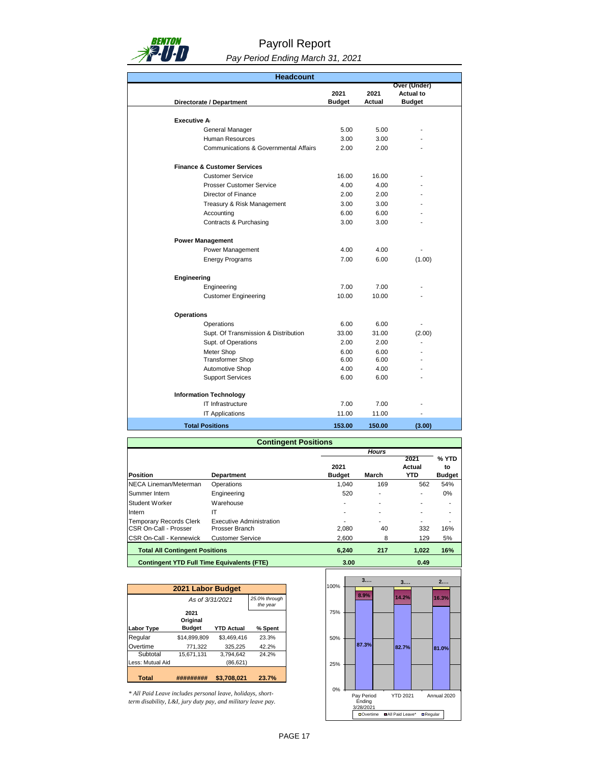# Payroll Report

*Pay Period Ending March 31, 2021*

## Headcount

| Directorate / Department | 2021 Budget | 2021 Actual | Over (Under) Actual to Budget |
|---|---|---|---|
| **Executive A** | | | |
| General Manager | 5.00 | 5.00 | - |
| Human Resources | 3.00 | 3.00 | - |
| Communications & Governmental Affairs | 2.00 | 2.00 | - |
| **Finance & Customer Services** | | | |
| Customer Service | 16.00 | 16.00 | - |
| Prosser Customer Service | 4.00 | 4.00 | - |
| Director of Finance | 2.00 | 2.00 | - |
| Treasury & Risk Management | 3.00 | 3.00 | - |
| Accounting | 6.00 | 6.00 | - |
| Contracts & Purchasing | 3.00 | 3.00 | - |
| **Power Management** | | | |
| Power Management | 4.00 | 4.00 | - |
| Energy Programs | 7.00 | 6.00 | (1.00) |
| **Engineering** | | | |
| Engineering | 7.00 | 7.00 | - |
| Customer Engineering | 10.00 | 10.00 | - |
| **Operations** | | | |
| Operations | 6.00 | 6.00 | - |
| Supt. Of Transmission & Distribution | 33.00 | 31.00 | (2.00) |
| Supt. of Operations | 2.00 | 2.00 | - |
| Meter Shop | 6.00 | 6.00 | - |
| Transformer Shop | 6.00 | 6.00 | - |
| Automotive Shop | 4.00 | 4.00 | - |
| Support Services | 6.00 | 6.00 | - |
| **Information Technology** | | | |
| IT Infrastructure | 7.00 | 7.00 | - |
| IT Applications | 11.00 | 11.00 | - |
| **Total Positions** | **153.00** | **150.00** | **(3.00)** |

## Contingent Positions

| Position | Department | Hours 2021 Budget | March | 2021 Actual YTD | % YTD to Budget |
|---|---|---|---|---|---|
| NECA Lineman/Meterman | Operations | 1,040 | 169 | 562 | 54% |
| Summer Intern | Engineering | 520 | - | - | 0% |
| Student Worker | Warehouse | - | - | - | - |
| Intern | IT | - | - | - | - |
| Temporary Records Clerk | Executive Administration | - | - | - | - |
| CSR On-Call - Prosser | Prosser Branch | 2,080 | 40 | 332 | 16% |
| CSR On-Call - Kennewick | Customer Service | 2,600 | 8 | 129 | 5% |
| **Total All Contingent Positions** | | **6,240** | **217** | **1,022** | **16%** |
| **Contingent YTD Full Time Equivalents (FTE)** | | **3.00** | | **0.49** | |

## 2021 Labor Budget

As of 3/31/2021 — *25.0% through the year*

| Labor Type | 2021 Original Budget | YTD Actual | % Spent |
|---|---|---|---|
| Regular | $14,899,809 | $3,469,416 | 23.3% |
| Overtime | 771,322 | 325,225 | 42.2% |
| Subtotal | 15,671,131 | 3,794,642 | 24.2% |
| Less: Mutual Aid | | (86,621) | |
| **Total** | **#########** | **$3,708,021** | **23.7%** |

*\* All Paid Leave includes personal leave, holidays, short-term disability, L&I, jury duty pay, and military leave pay.*

100%
75%
50%
25%
0%
3.…
3.…
2.…
8.9%
14.2%
16.3%
87.3%
82.7%
81.0%
Pay Period Ending 3/28/2021
YTD 2021
Annual 2020
Overtime
All Paid Leave*
Regular